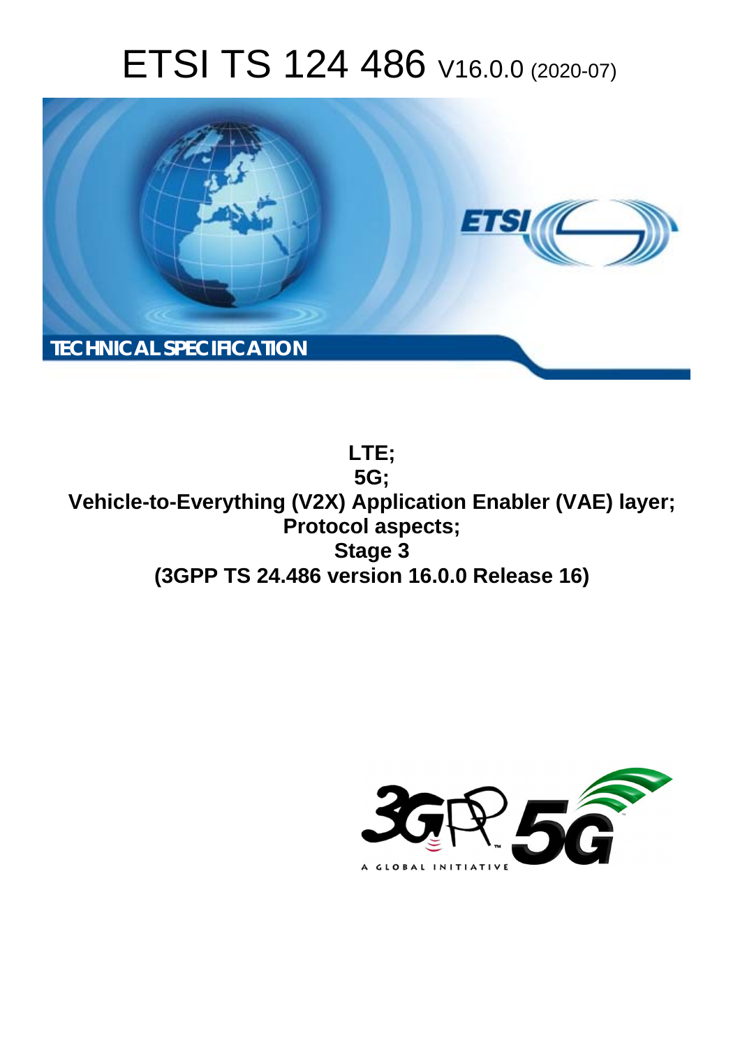# ETSI TS 124 486 V16.0.0 (2020-07)

TECHNICAL SPECIFICATION

**LTE;**
**5G;**
**Vehicle-to-Everything (V2X) Application Enabler (VAE) layer;**
**Protocol aspects;**
**Stage 3**
**(3GPP TS 24.486 version 16.0.0 Release 16)**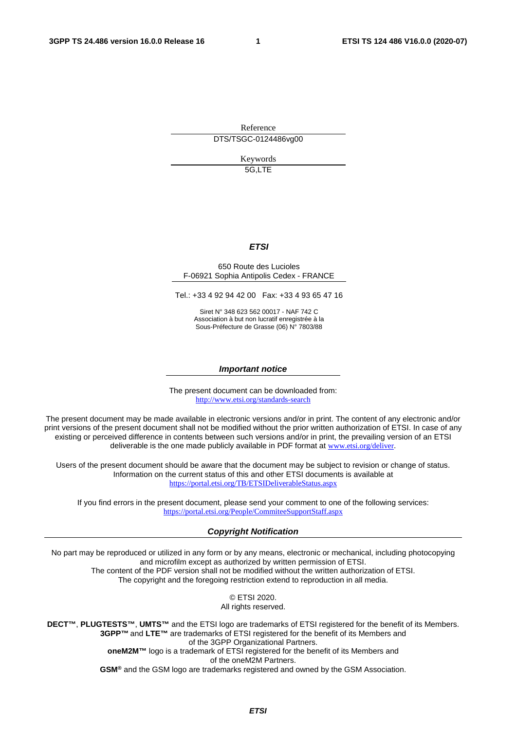Reference

DTS/TSGC-0124486vg00

Keywords

5G,LTE

***ETSI***

650 Route des Lucioles
F-06921 Sophia Antipolis Cedex - FRANCE

Tel.: +33 4 92 94 42 00 Fax: +33 4 93 65 47 16

Siret N° 348 623 562 00017 - NAF 742 C
Association à but non lucratif enregistrée à la
Sous-Préfecture de Grasse (06) N° 7803/88

***Important notice***

The present document can be downloaded from:
http://www.etsi.org/standards-search

The present document may be made available in electronic versions and/or in print. The content of any electronic and/or print versions of the present document shall not be modified without the prior written authorization of ETSI. In case of any existing or perceived difference in contents between such versions and/or in print, the prevailing version of an ETSI deliverable is the one made publicly available in PDF format at www.etsi.org/deliver.

Users of the present document should be aware that the document may be subject to revision or change of status. Information on the current status of this and other ETSI documents is available at https://portal.etsi.org/TB/ETSIDeliverableStatus.aspx

If you find errors in the present document, please send your comment to one of the following services:
https://portal.etsi.org/People/CommiteeSupportStaff.aspx

***Copyright Notification***

No part may be reproduced or utilized in any form or by any means, electronic or mechanical, including photocopying and microfilm except as authorized by written permission of ETSI.
The content of the PDF version shall not be modified without the written authorization of ETSI.
The copyright and the foregoing restriction extend to reproduction in all media.

© ETSI 2020.
All rights reserved.

**DECT™**, **PLUGTESTS™**, **UMTS™** and the ETSI logo are trademarks of ETSI registered for the benefit of its Members.
**3GPP™** and **LTE™** are trademarks of ETSI registered for the benefit of its Members and of the 3GPP Organizational Partners.
**oneM2M™** logo is a trademark of ETSI registered for the benefit of its Members and of the oneM2M Partners.
**GSM®** and the GSM logo are trademarks registered and owned by the GSM Association.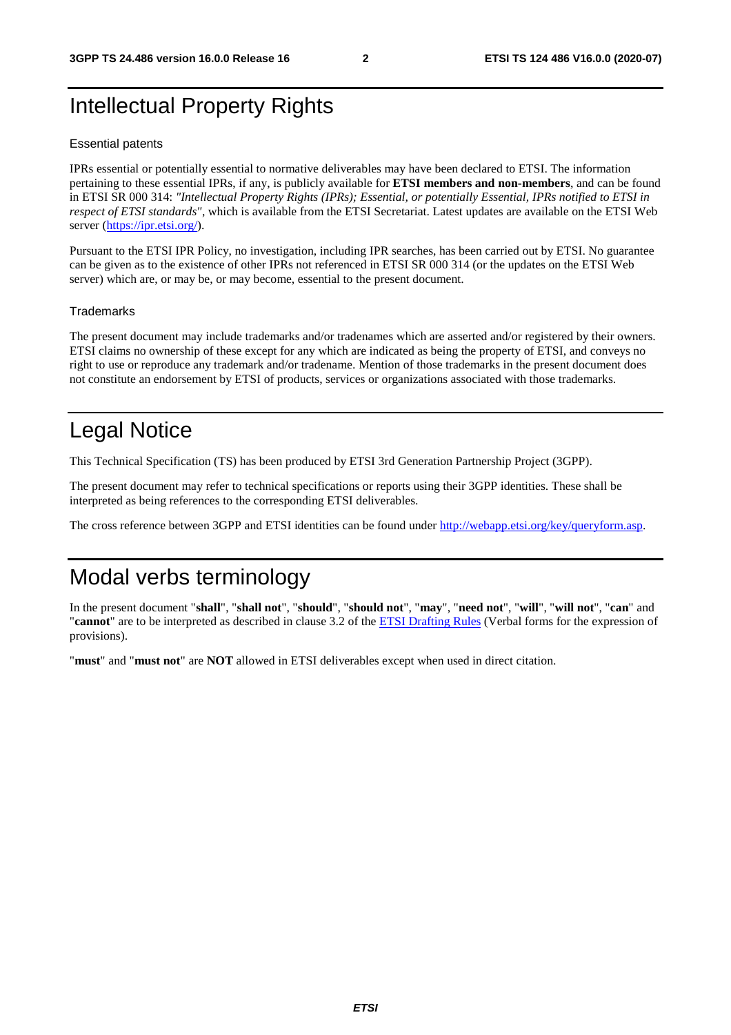# Intellectual Property Rights

## Essential patents

IPRs essential or potentially essential to normative deliverables may have been declared to ETSI. The information pertaining to these essential IPRs, if any, is publicly available for **ETSI members and non-members**, and can be found in ETSI SR 000 314: *"Intellectual Property Rights (IPRs); Essential, or potentially Essential, IPRs notified to ETSI in respect of ETSI standards"*, which is available from the ETSI Secretariat. Latest updates are available on the ETSI Web server (https://ipr.etsi.org/).

Pursuant to the ETSI IPR Policy, no investigation, including IPR searches, has been carried out by ETSI. No guarantee can be given as to the existence of other IPRs not referenced in ETSI SR 000 314 (or the updates on the ETSI Web server) which are, or may be, or may become, essential to the present document.

## Trademarks

The present document may include trademarks and/or tradenames which are asserted and/or registered by their owners. ETSI claims no ownership of these except for any which are indicated as being the property of ETSI, and conveys no right to use or reproduce any trademark and/or tradename. Mention of those trademarks in the present document does not constitute an endorsement by ETSI of products, services or organizations associated with those trademarks.

# Legal Notice

This Technical Specification (TS) has been produced by ETSI 3rd Generation Partnership Project (3GPP).

The present document may refer to technical specifications or reports using their 3GPP identities. These shall be interpreted as being references to the corresponding ETSI deliverables.

The cross reference between 3GPP and ETSI identities can be found under http://webapp.etsi.org/key/queryform.asp.

# Modal verbs terminology

In the present document "**shall**", "**shall not**", "**should**", "**should not**", "**may**", "**need not**", "**will**", "**will not**", "**can**" and "**cannot**" are to be interpreted as described in clause 3.2 of the ETSI Drafting Rules (Verbal forms for the expression of provisions).

"**must**" and "**must not**" are **NOT** allowed in ETSI deliverables except when used in direct citation.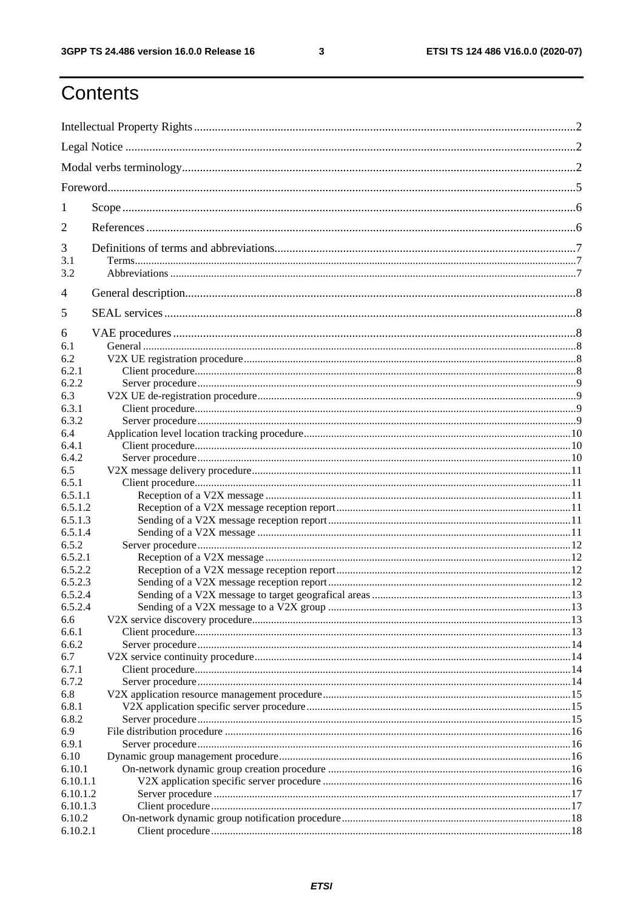# Contents

Intellectual Property Rights ... 2

Legal Notice ... 2

Modal verbs terminology ... 2

Foreword ... 5

1 Scope ... 6

2 References ... 6

3 Definitions of terms and abbreviations ... 7

3.1 Terms ... 7

3.2 Abbreviations ... 7

4 General description ... 8

5 SEAL services ... 8

6 VAE procedures ... 8

6.1 General ... 8

6.2 V2X UE registration procedure ... 8

6.2.1 Client procedure ... 8

6.2.2 Server procedure ... 9

6.3 V2X UE de-registration procedure ... 9

6.3.1 Client procedure ... 9

6.3.2 Server procedure ... 9

6.4 Application level location tracking procedure ... 10

6.4.1 Client procedure ... 10

6.4.2 Server procedure ... 10

6.5 V2X message delivery procedure ... 11

6.5.1 Client procedure ... 11

6.5.1.1 Reception of a V2X message ... 11

6.5.1.2 Reception of a V2X message reception report ... 11

6.5.1.3 Sending of a V2X message reception report ... 11

6.5.1.4 Sending of a V2X message ... 11

6.5.2 Server procedure ... 12

6.5.2.1 Reception of a V2X message ... 12

6.5.2.2 Reception of a V2X message reception report ... 12

6.5.2.3 Sending of a V2X message reception report ... 12

6.5.2.4 Sending of a V2X message to target geografical areas ... 13

6.5.2.4 Sending of a V2X message to a V2X group ... 13

6.6 V2X service discovery procedure ... 13

6.6.1 Client procedure ... 13

6.6.2 Server procedure ... 14

6.7 V2X service continuity procedure ... 14

6.7.1 Client procedure ... 14

6.7.2 Server procedure ... 14

6.8 V2X application resource management procedure ... 15

6.8.1 V2X application specific server procedure ... 15

6.8.2 Server procedure ... 15

6.9 File distribution procedure ... 16

6.9.1 Server procedure ... 16

6.10 Dynamic group management procedure ... 16

6.10.1 On-network dynamic group creation procedure ... 16

6.10.1.1 V2X application specific server procedure ... 16

6.10.1.2 Server procedure ... 17

6.10.1.3 Client procedure ... 17

6.10.2 On-network dynamic group notification procedure ... 18

6.10.2.1 Client procedure ... 18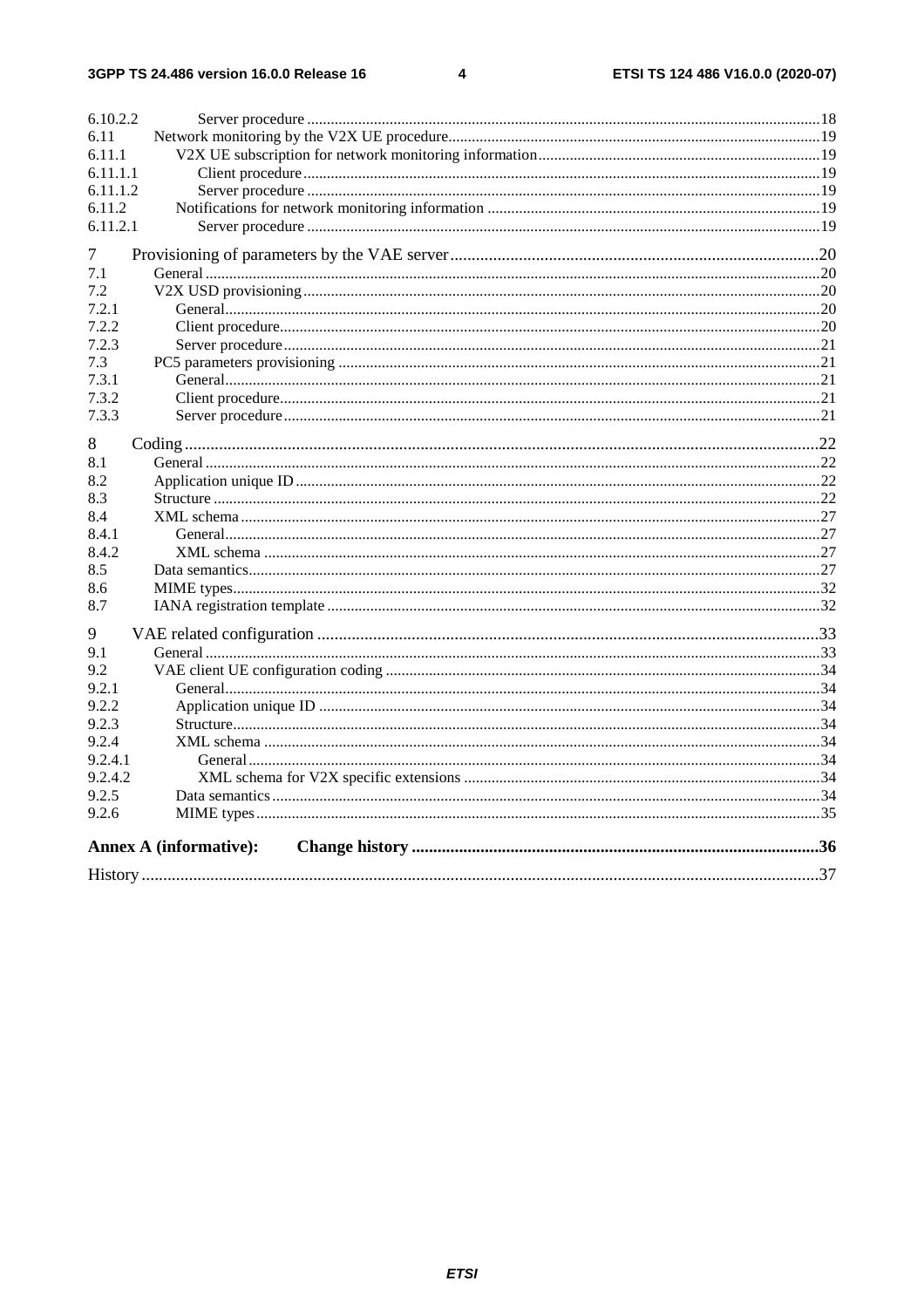6.10.2.2 Server procedure ..... 18
6.11 Network monitoring by the V2X UE procedure ..... 19
6.11.1 V2X UE subscription for network monitoring information ..... 19
6.11.1.1 Client procedure ..... 19
6.11.1.2 Server procedure ..... 19
6.11.2 Notifications for network monitoring information ..... 19
6.11.2.1 Server procedure ..... 19

7 Provisioning of parameters by the VAE server ..... 20
7.1 General ..... 20
7.2 V2X USD provisioning ..... 20
7.2.1 General ..... 20
7.2.2 Client procedure ..... 20
7.2.3 Server procedure ..... 21
7.3 PC5 parameters provisioning ..... 21
7.3.1 General ..... 21
7.3.2 Client procedure ..... 21
7.3.3 Server procedure ..... 21

8 Coding ..... 22
8.1 General ..... 22
8.2 Application unique ID ..... 22
8.3 Structure ..... 22
8.4 XML schema ..... 27
8.4.1 General ..... 27
8.4.2 XML schema ..... 27
8.5 Data semantics ..... 27
8.6 MIME types ..... 32
8.7 IANA registration template ..... 32

9 VAE related configuration ..... 33
9.1 General ..... 33
9.2 VAE client UE configuration coding ..... 34
9.2.1 General ..... 34
9.2.2 Application unique ID ..... 34
9.2.3 Structure ..... 34
9.2.4 XML schema ..... 34
9.2.4.1 General ..... 34
9.2.4.2 XML schema for V2X specific extensions ..... 34
9.2.5 Data semantics ..... 34
9.2.6 MIME types ..... 35

**Annex A (informative): Change history ..... 36**

History ..... 37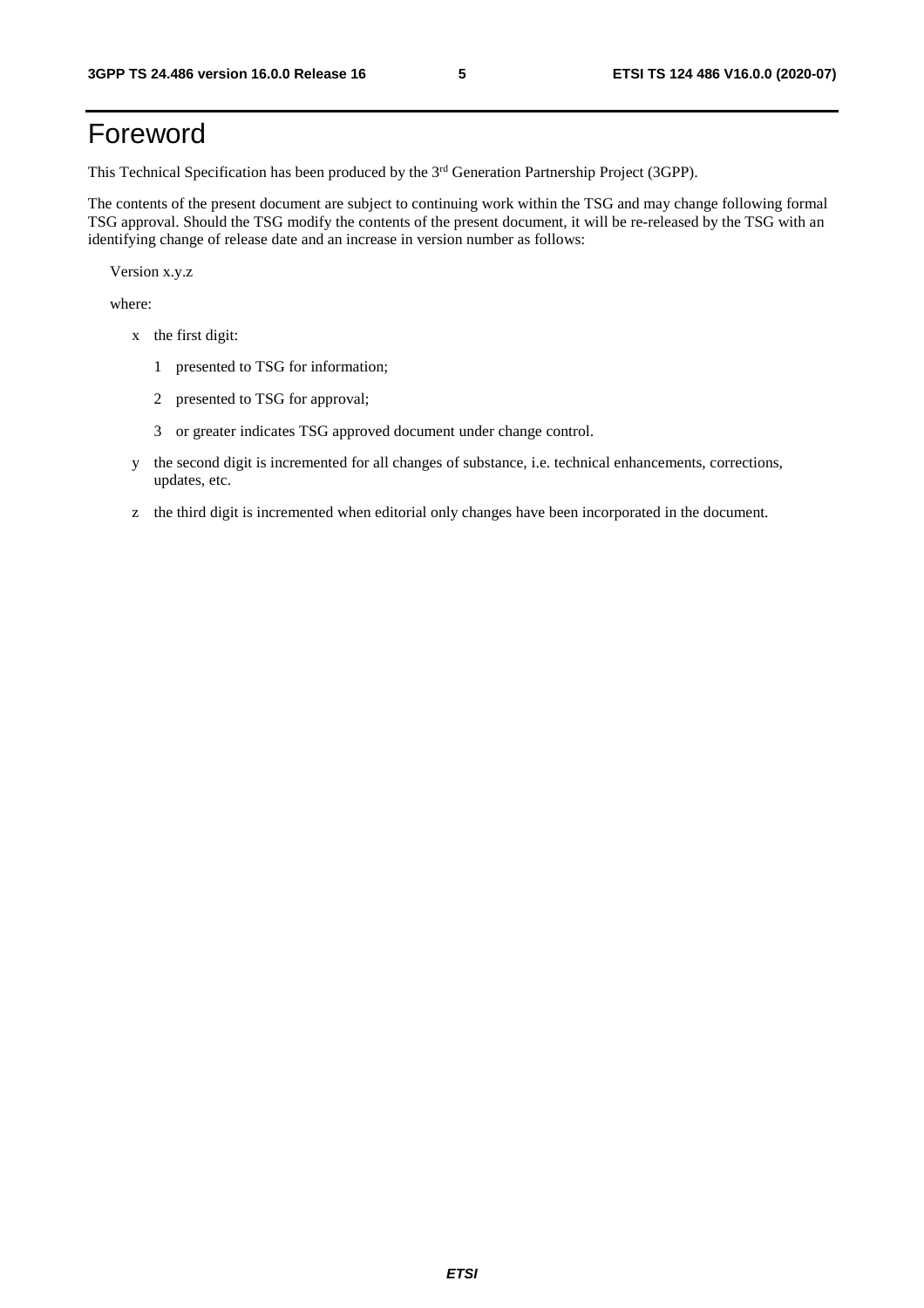# Foreword

This Technical Specification has been produced by the 3rd Generation Partnership Project (3GPP).

The contents of the present document are subject to continuing work within the TSG and may change following formal TSG approval. Should the TSG modify the contents of the present document, it will be re-released by the TSG with an identifying change of release date and an increase in version number as follows:

Version x.y.z

where:

- x the first digit:
  - 1 presented to TSG for information;
  - 2 presented to TSG for approval;
  - 3 or greater indicates TSG approved document under change control.
- y the second digit is incremented for all changes of substance, i.e. technical enhancements, corrections, updates, etc.
- z the third digit is incremented when editorial only changes have been incorporated in the document.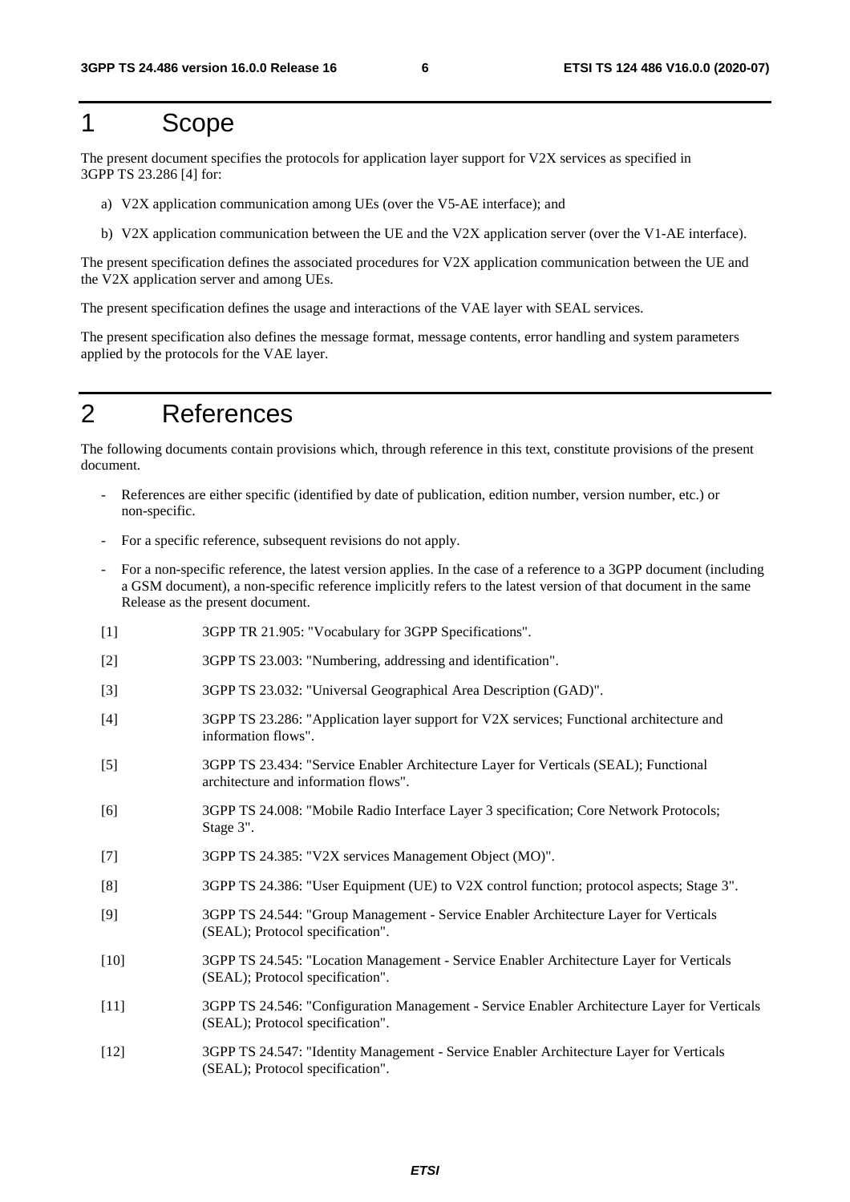# 1 Scope

The present document specifies the protocols for application layer support for V2X services as specified in 3GPP TS 23.286 [4] for:

a) V2X application communication among UEs (over the V5-AE interface); and

b) V2X application communication between the UE and the V2X application server (over the V1-AE interface).

The present specification defines the associated procedures for V2X application communication between the UE and the V2X application server and among UEs.

The present specification defines the usage and interactions of the VAE layer with SEAL services.

The present specification also defines the message format, message contents, error handling and system parameters applied by the protocols for the VAE layer.

# 2 References

The following documents contain provisions which, through reference in this text, constitute provisions of the present document.

- References are either specific (identified by date of publication, edition number, version number, etc.) or non-specific.
- For a specific reference, subsequent revisions do not apply.
- For a non-specific reference, the latest version applies. In the case of a reference to a 3GPP document (including a GSM document), a non-specific reference implicitly refers to the latest version of that document in the same Release as the present document.

[1] 3GPP TR 21.905: "Vocabulary for 3GPP Specifications".

[2] 3GPP TS 23.003: "Numbering, addressing and identification".

[3] 3GPP TS 23.032: "Universal Geographical Area Description (GAD)".

[4] 3GPP TS 23.286: "Application layer support for V2X services; Functional architecture and information flows".

[5] 3GPP TS 23.434: "Service Enabler Architecture Layer for Verticals (SEAL); Functional architecture and information flows".

[6] 3GPP TS 24.008: "Mobile Radio Interface Layer 3 specification; Core Network Protocols; Stage 3".

[7] 3GPP TS 24.385: "V2X services Management Object (MO)".

[8] 3GPP TS 24.386: "User Equipment (UE) to V2X control function; protocol aspects; Stage 3".

[9] 3GPP TS 24.544: "Group Management - Service Enabler Architecture Layer for Verticals (SEAL); Protocol specification".

[10] 3GPP TS 24.545: "Location Management - Service Enabler Architecture Layer for Verticals (SEAL); Protocol specification".

[11] 3GPP TS 24.546: "Configuration Management - Service Enabler Architecture Layer for Verticals (SEAL); Protocol specification".

[12] 3GPP TS 24.547: "Identity Management - Service Enabler Architecture Layer for Verticals (SEAL); Protocol specification".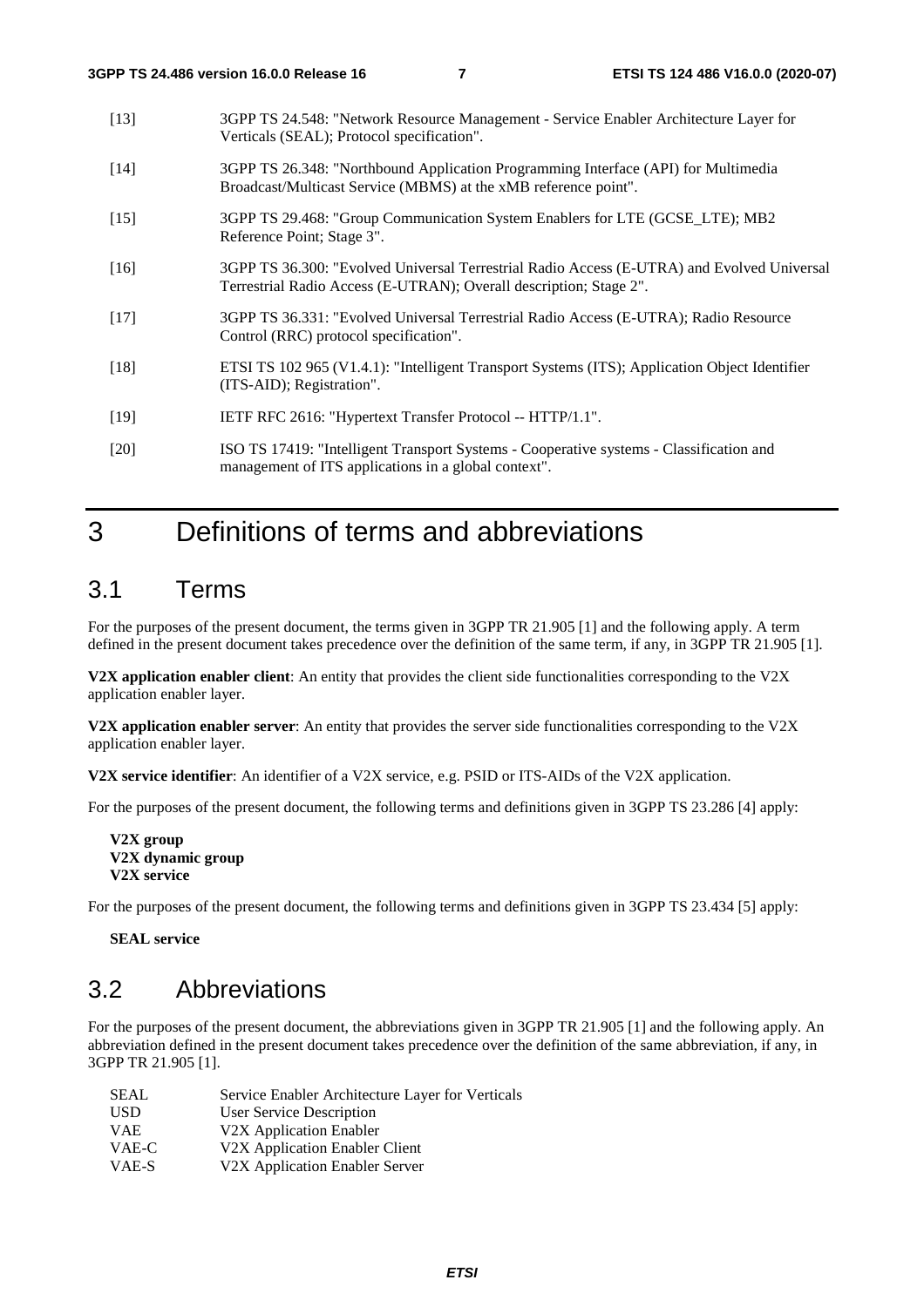[13] 3GPP TS 24.548: "Network Resource Management - Service Enabler Architecture Layer for Verticals (SEAL); Protocol specification".

[14] 3GPP TS 26.348: "Northbound Application Programming Interface (API) for Multimedia Broadcast/Multicast Service (MBMS) at the xMB reference point".

[15] 3GPP TS 29.468: "Group Communication System Enablers for LTE (GCSE_LTE); MB2 Reference Point; Stage 3".

[16] 3GPP TS 36.300: "Evolved Universal Terrestrial Radio Access (E-UTRA) and Evolved Universal Terrestrial Radio Access (E-UTRAN); Overall description; Stage 2".

[17] 3GPP TS 36.331: "Evolved Universal Terrestrial Radio Access (E-UTRA); Radio Resource Control (RRC) protocol specification".

[18] ETSI TS 102 965 (V1.4.1): "Intelligent Transport Systems (ITS); Application Object Identifier (ITS-AID); Registration".

[19] IETF RFC 2616: "Hypertext Transfer Protocol -- HTTP/1.1".

[20] ISO TS 17419: "Intelligent Transport Systems - Cooperative systems - Classification and management of ITS applications in a global context".

# 3 Definitions of terms and abbreviations

## 3.1 Terms

For the purposes of the present document, the terms given in 3GPP TR 21.905 [1] and the following apply. A term defined in the present document takes precedence over the definition of the same term, if any, in 3GPP TR 21.905 [1].

**V2X application enabler client**: An entity that provides the client side functionalities corresponding to the V2X application enabler layer.

**V2X application enabler server**: An entity that provides the server side functionalities corresponding to the V2X application enabler layer.

**V2X service identifier**: An identifier of a V2X service, e.g. PSID or ITS-AIDs of the V2X application.

For the purposes of the present document, the following terms and definitions given in 3GPP TS 23.286 [4] apply:

**V2X group**
**V2X dynamic group**
**V2X service**

For the purposes of the present document, the following terms and definitions given in 3GPP TS 23.434 [5] apply:

**SEAL service**

## 3.2 Abbreviations

For the purposes of the present document, the abbreviations given in 3GPP TR 21.905 [1] and the following apply. An abbreviation defined in the present document takes precedence over the definition of the same abbreviation, if any, in 3GPP TR 21.905 [1].

SEAL Service Enabler Architecture Layer for Verticals
USD User Service Description
VAE V2X Application Enabler
VAE-C V2X Application Enabler Client
VAE-S V2X Application Enabler Server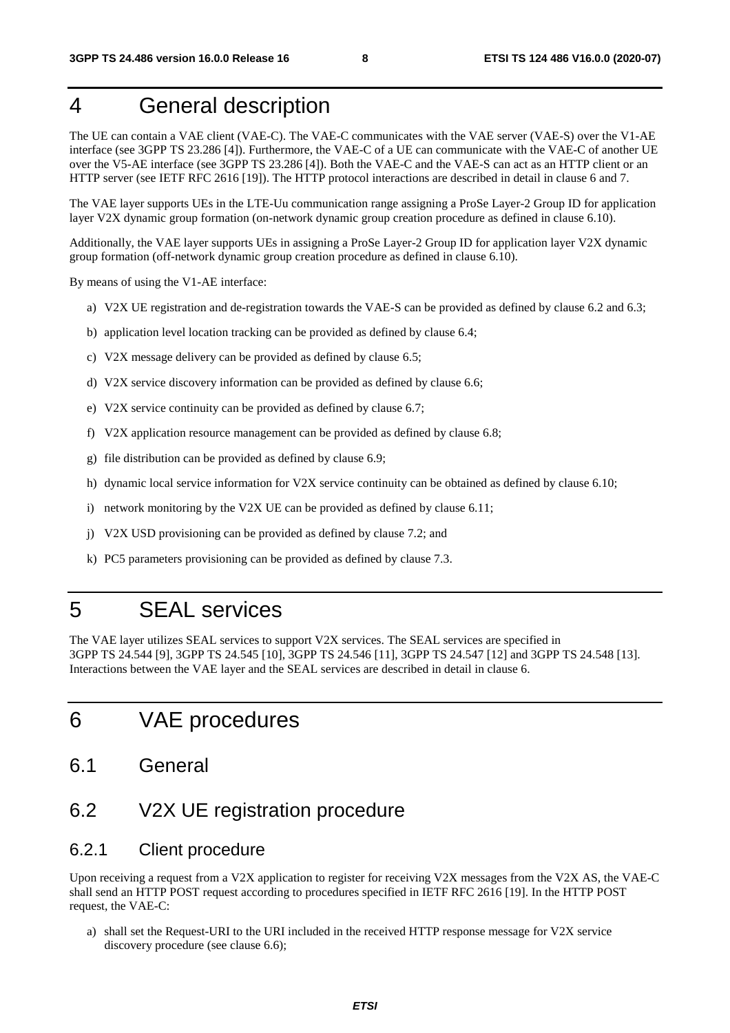# 4 General description

The UE can contain a VAE client (VAE-C). The VAE-C communicates with the VAE server (VAE-S) over the V1-AE interface (see 3GPP TS 23.286 [4]). Furthermore, the VAE-C of a UE can communicate with the VAE-C of another UE over the V5-AE interface (see 3GPP TS 23.286 [4]). Both the VAE-C and the VAE-S can act as an HTTP client or an HTTP server (see IETF RFC 2616 [19]). The HTTP protocol interactions are described in detail in clause 6 and 7.

The VAE layer supports UEs in the LTE-Uu communication range assigning a ProSe Layer-2 Group ID for application layer V2X dynamic group formation (on-network dynamic group creation procedure as defined in clause 6.10).

Additionally, the VAE layer supports UEs in assigning a ProSe Layer-2 Group ID for application layer V2X dynamic group formation (off-network dynamic group creation procedure as defined in clause 6.10).

By means of using the V1-AE interface:

a) V2X UE registration and de-registration towards the VAE-S can be provided as defined by clause 6.2 and 6.3;

b) application level location tracking can be provided as defined by clause 6.4;

c) V2X message delivery can be provided as defined by clause 6.5;

d) V2X service discovery information can be provided as defined by clause 6.6;

e) V2X service continuity can be provided as defined by clause 6.7;

f) V2X application resource management can be provided as defined by clause 6.8;

g) file distribution can be provided as defined by clause 6.9;

h) dynamic local service information for V2X service continuity can be obtained as defined by clause 6.10;

i) network monitoring by the V2X UE can be provided as defined by clause 6.11;

j) V2X USD provisioning can be provided as defined by clause 7.2; and

k) PC5 parameters provisioning can be provided as defined by clause 7.3.

# 5 SEAL services

The VAE layer utilizes SEAL services to support V2X services. The SEAL services are specified in 3GPP TS 24.544 [9], 3GPP TS 24.545 [10], 3GPP TS 24.546 [11], 3GPP TS 24.547 [12] and 3GPP TS 24.548 [13]. Interactions between the VAE layer and the SEAL services are described in detail in clause 6.

# 6 VAE procedures

## 6.1 General

## 6.2 V2X UE registration procedure

### 6.2.1 Client procedure

Upon receiving a request from a V2X application to register for receiving V2X messages from the V2X AS, the VAE-C shall send an HTTP POST request according to procedures specified in IETF RFC 2616 [19]. In the HTTP POST request, the VAE-C:

a) shall set the Request-URI to the URI included in the received HTTP response message for V2X service discovery procedure (see clause 6.6);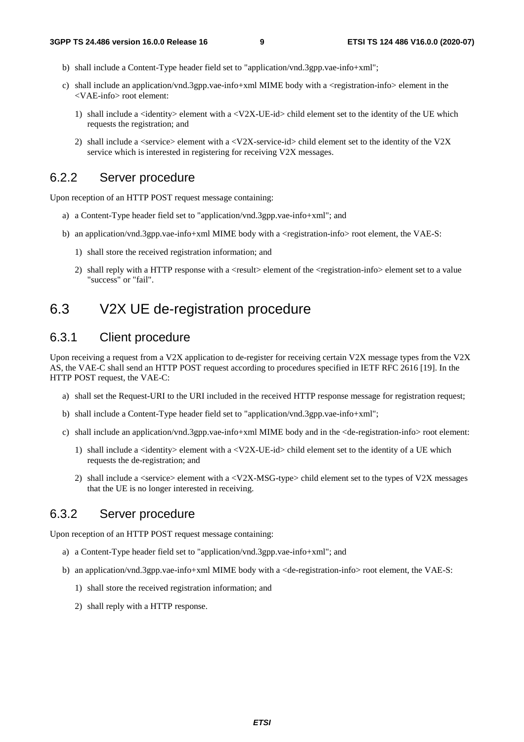b) shall include a Content-Type header field set to "application/vnd.3gpp.vae-info+xml";

c) shall include an application/vnd.3gpp.vae-info+xml MIME body with a <registration-info> element in the <VAE-info> root element:

   1) shall include a <identity> element with a <V2X-UE-id> child element set to the identity of the UE which requests the registration; and

   2) shall include a <service> element with a <V2X-service-id> child element set to the identity of the V2X service which is interested in registering for receiving V2X messages.

### 6.2.2 Server procedure

Upon reception of an HTTP POST request message containing:

a) a Content-Type header field set to "application/vnd.3gpp.vae-info+xml"; and

b) an application/vnd.3gpp.vae-info+xml MIME body with a <registration-info> root element, the VAE-S:

   1) shall store the received registration information; and

   2) shall reply with a HTTP response with a <result> element of the <registration-info> element set to a value "success" or "fail".

## 6.3 V2X UE de-registration procedure

### 6.3.1 Client procedure

Upon receiving a request from a V2X application to de-register for receiving certain V2X message types from the V2X AS, the VAE-C shall send an HTTP POST request according to procedures specified in IETF RFC 2616 [19]. In the HTTP POST request, the VAE-C:

a) shall set the Request-URI to the URI included in the received HTTP response message for registration request;

b) shall include a Content-Type header field set to "application/vnd.3gpp.vae-info+xml";

c) shall include an application/vnd.3gpp.vae-info+xml MIME body and in the <de-registration-info> root element:

   1) shall include a <identity> element with a <V2X-UE-id> child element set to the identity of a UE which requests the de-registration; and

   2) shall include a <service> element with a <V2X-MSG-type> child element set to the types of V2X messages that the UE is no longer interested in receiving.

### 6.3.2 Server procedure

Upon reception of an HTTP POST request message containing:

a) a Content-Type header field set to "application/vnd.3gpp.vae-info+xml"; and

b) an application/vnd.3gpp.vae-info+xml MIME body with a <de-registration-info> root element, the VAE-S:

   1) shall store the received registration information; and

   2) shall reply with a HTTP response.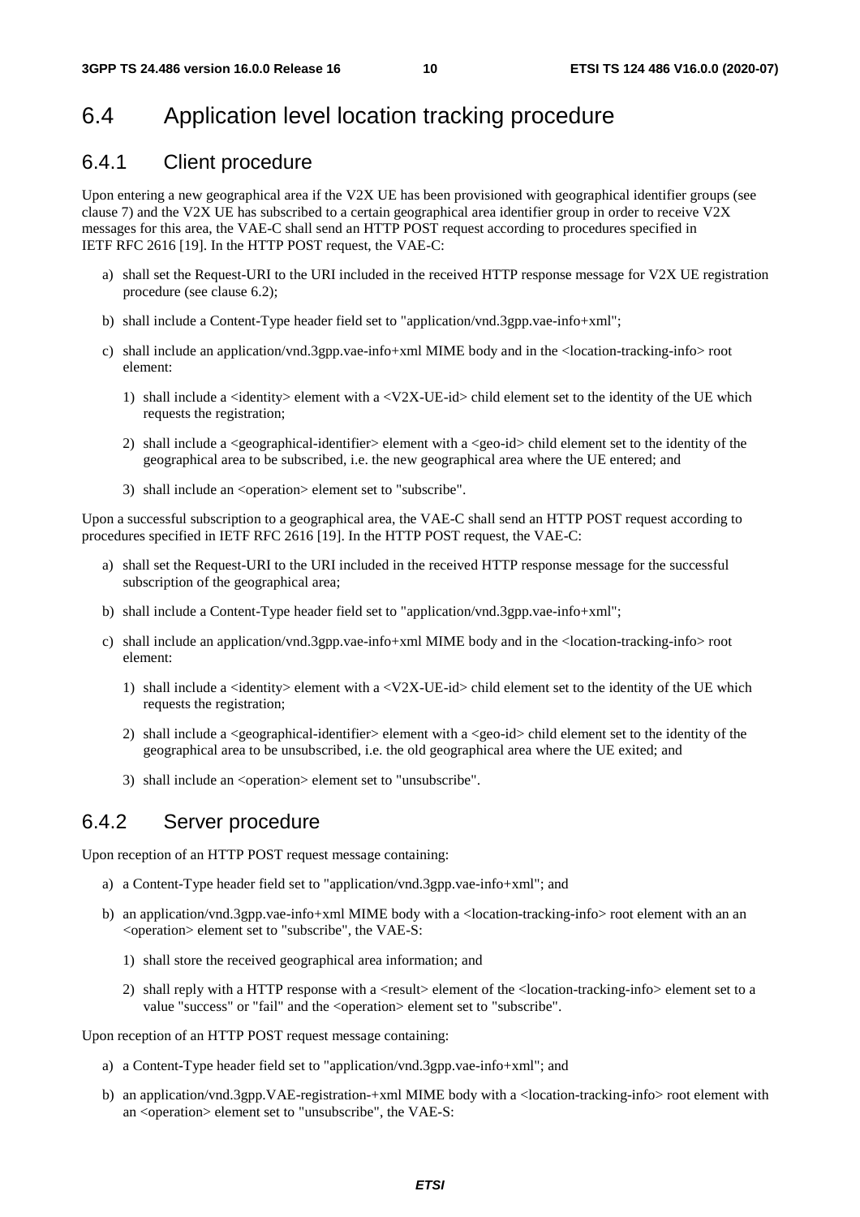## 6.4 Application level location tracking procedure

### 6.4.1 Client procedure

Upon entering a new geographical area if the V2X UE has been provisioned with geographical identifier groups (see clause 7) and the V2X UE has subscribed to a certain geographical area identifier group in order to receive V2X messages for this area, the VAE-C shall send an HTTP POST request according to procedures specified in IETF RFC 2616 [19]. In the HTTP POST request, the VAE-C:

a) shall set the Request-URI to the URI included in the received HTTP response message for V2X UE registration procedure (see clause 6.2);

b) shall include a Content-Type header field set to "application/vnd.3gpp.vae-info+xml";

c) shall include an application/vnd.3gpp.vae-info+xml MIME body and in the <location-tracking-info> root element:

   1) shall include a <identity> element with a <V2X-UE-id> child element set to the identity of the UE which requests the registration;

   2) shall include a <geographical-identifier> element with a <geo-id> child element set to the identity of the geographical area to be subscribed, i.e. the new geographical area where the UE entered; and

   3) shall include an <operation> element set to "subscribe".

Upon a successful subscription to a geographical area, the VAE-C shall send an HTTP POST request according to procedures specified in IETF RFC 2616 [19]. In the HTTP POST request, the VAE-C:

a) shall set the Request-URI to the URI included in the received HTTP response message for the successful subscription of the geographical area;

b) shall include a Content-Type header field set to "application/vnd.3gpp.vae-info+xml";

c) shall include an application/vnd.3gpp.vae-info+xml MIME body and in the <location-tracking-info> root element:

   1) shall include a <identity> element with a <V2X-UE-id> child element set to the identity of the UE which requests the registration;

   2) shall include a <geographical-identifier> element with a <geo-id> child element set to the identity of the geographical area to be unsubscribed, i.e. the old geographical area where the UE exited; and

   3) shall include an <operation> element set to "unsubscribe".

### 6.4.2 Server procedure

Upon reception of an HTTP POST request message containing:

a) a Content-Type header field set to "application/vnd.3gpp.vae-info+xml"; and

b) an application/vnd.3gpp.vae-info+xml MIME body with a <location-tracking-info> root element with an an <operation> element set to "subscribe", the VAE-S:

   1) shall store the received geographical area information; and

   2) shall reply with a HTTP response with a <result> element of the <location-tracking-info> element set to a value "success" or "fail" and the <operation> element set to "subscribe".

Upon reception of an HTTP POST request message containing:

a) a Content-Type header field set to "application/vnd.3gpp.vae-info+xml"; and

b) an application/vnd.3gpp.VAE-registration-+xml MIME body with a <location-tracking-info> root element with an <operation> element set to "unsubscribe", the VAE-S: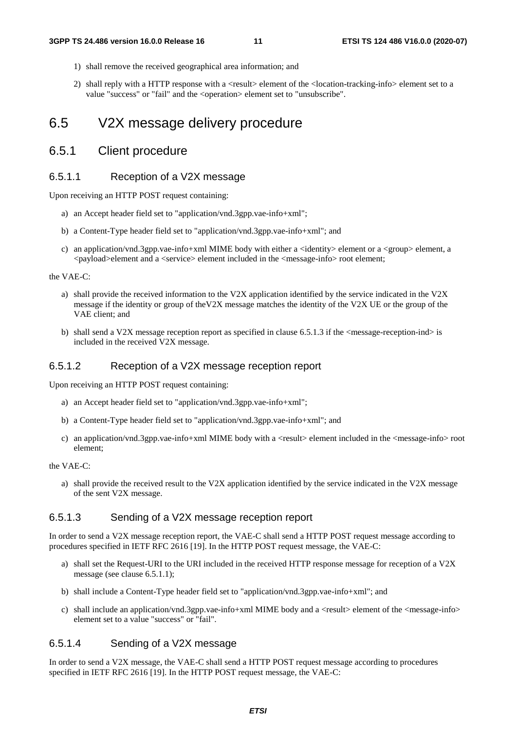1) shall remove the received geographical area information; and

2) shall reply with a HTTP response with a <result> element of the <location-tracking-info> element set to a value "success" or "fail" and the <operation> element set to "unsubscribe".

# 6.5 V2X message delivery procedure

## 6.5.1 Client procedure

### 6.5.1.1 Reception of a V2X message

Upon receiving an HTTP POST request containing:

a) an Accept header field set to "application/vnd.3gpp.vae-info+xml";

b) a Content-Type header field set to "application/vnd.3gpp.vae-info+xml"; and

c) an application/vnd.3gpp.vae-info+xml MIME body with either a <identity> element or a <group> element, a <payload>element and a <service> element included in the <message-info> root element;

the VAE-C:

a) shall provide the received information to the V2X application identified by the service indicated in the V2X message if the identity or group of theV2X message matches the identity of the V2X UE or the group of the VAE client; and

b) shall send a V2X message reception report as specified in clause 6.5.1.3 if the <message-reception-ind> is included in the received V2X message.

### 6.5.1.2 Reception of a V2X message reception report

Upon receiving an HTTP POST request containing:

a) an Accept header field set to "application/vnd.3gpp.vae-info+xml";

b) a Content-Type header field set to "application/vnd.3gpp.vae-info+xml"; and

c) an application/vnd.3gpp.vae-info+xml MIME body with a <result> element included in the <message-info> root element;

the VAE-C:

a) shall provide the received result to the V2X application identified by the service indicated in the V2X message of the sent V2X message.

### 6.5.1.3 Sending of a V2X message reception report

In order to send a V2X message reception report, the VAE-C shall send a HTTP POST request message according to procedures specified in IETF RFC 2616 [19]. In the HTTP POST request message, the VAE-C:

a) shall set the Request-URI to the URI included in the received HTTP response message for reception of a V2X message (see clause 6.5.1.1);

b) shall include a Content-Type header field set to "application/vnd.3gpp.vae-info+xml"; and

c) shall include an application/vnd.3gpp.vae-info+xml MIME body and a <result> element of the <message-info> element set to a value "success" or "fail".

### 6.5.1.4 Sending of a V2X message

In order to send a V2X message, the VAE-C shall send a HTTP POST request message according to procedures specified in IETF RFC 2616 [19]. In the HTTP POST request message, the VAE-C: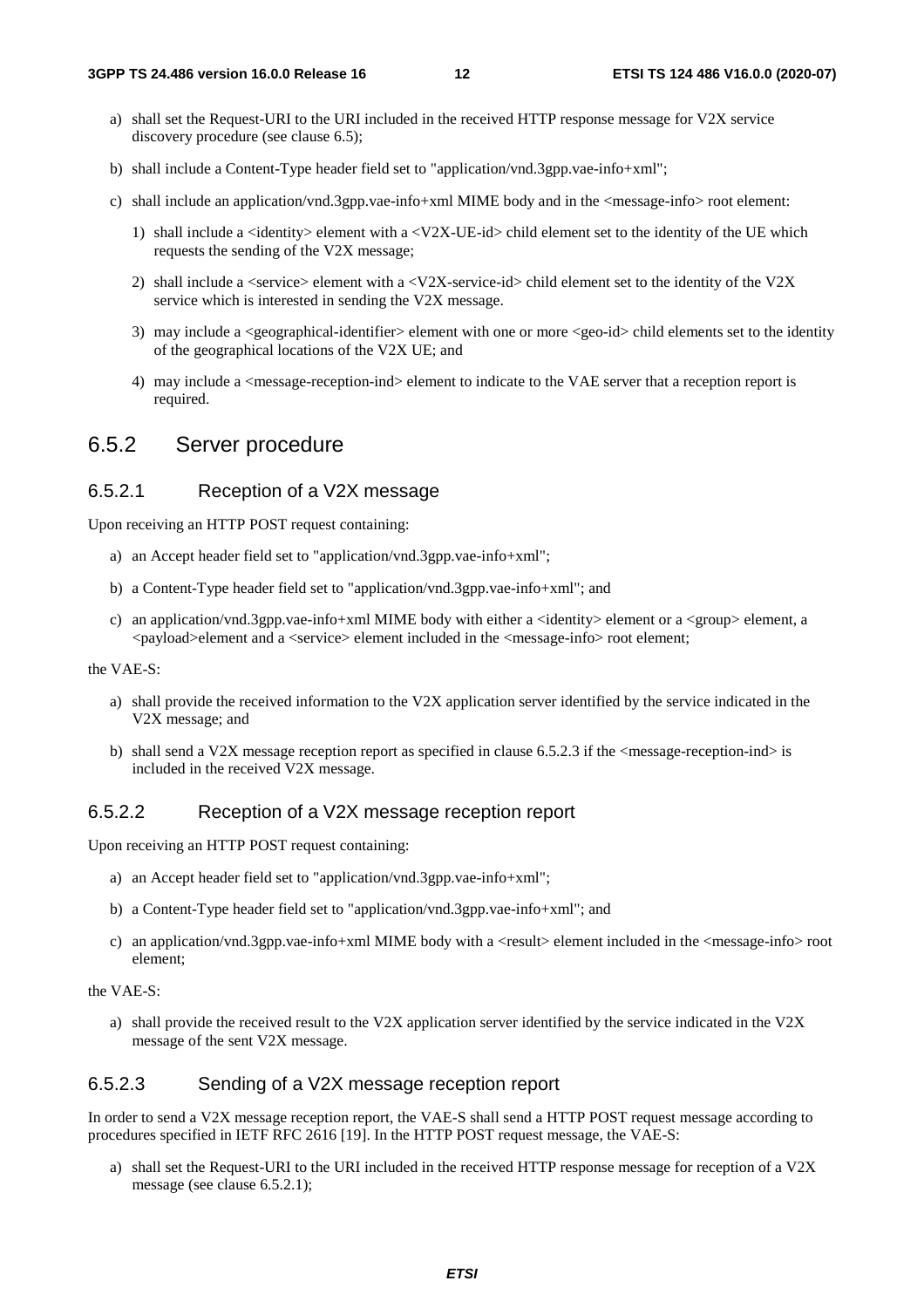a) shall set the Request-URI to the URI included in the received HTTP response message for V2X service discovery procedure (see clause 6.5);

b) shall include a Content-Type header field set to "application/vnd.3gpp.vae-info+xml";

c) shall include an application/vnd.3gpp.vae-info+xml MIME body and in the <message-info> root element:

   1) shall include a <identity> element with a <V2X-UE-id> child element set to the identity of the UE which requests the sending of the V2X message;

   2) shall include a <service> element with a <V2X-service-id> child element set to the identity of the V2X service which is interested in sending the V2X message.

   3) may include a <geographical-identifier> element with one or more <geo-id> child elements set to the identity of the geographical locations of the V2X UE; and

   4) may include a <message-reception-ind> element to indicate to the VAE server that a reception report is required.

## 6.5.2 Server procedure

### 6.5.2.1 Reception of a V2X message

Upon receiving an HTTP POST request containing:

a) an Accept header field set to "application/vnd.3gpp.vae-info+xml";

b) a Content-Type header field set to "application/vnd.3gpp.vae-info+xml"; and

c) an application/vnd.3gpp.vae-info+xml MIME body with either a <identity> element or a <group> element, a <payload>element and a <service> element included in the <message-info> root element;

the VAE-S:

a) shall provide the received information to the V2X application server identified by the service indicated in the V2X message; and

b) shall send a V2X message reception report as specified in clause 6.5.2.3 if the <message-reception-ind> is included in the received V2X message.

### 6.5.2.2 Reception of a V2X message reception report

Upon receiving an HTTP POST request containing:

a) an Accept header field set to "application/vnd.3gpp.vae-info+xml";

b) a Content-Type header field set to "application/vnd.3gpp.vae-info+xml"; and

c) an application/vnd.3gpp.vae-info+xml MIME body with a <result> element included in the <message-info> root element;

the VAE-S:

a) shall provide the received result to the V2X application server identified by the service indicated in the V2X message of the sent V2X message.

### 6.5.2.3 Sending of a V2X message reception report

In order to send a V2X message reception report, the VAE-S shall send a HTTP POST request message according to procedures specified in IETF RFC 2616 [19]. In the HTTP POST request message, the VAE-S:

a) shall set the Request-URI to the URI included in the received HTTP response message for reception of a V2X message (see clause 6.5.2.1);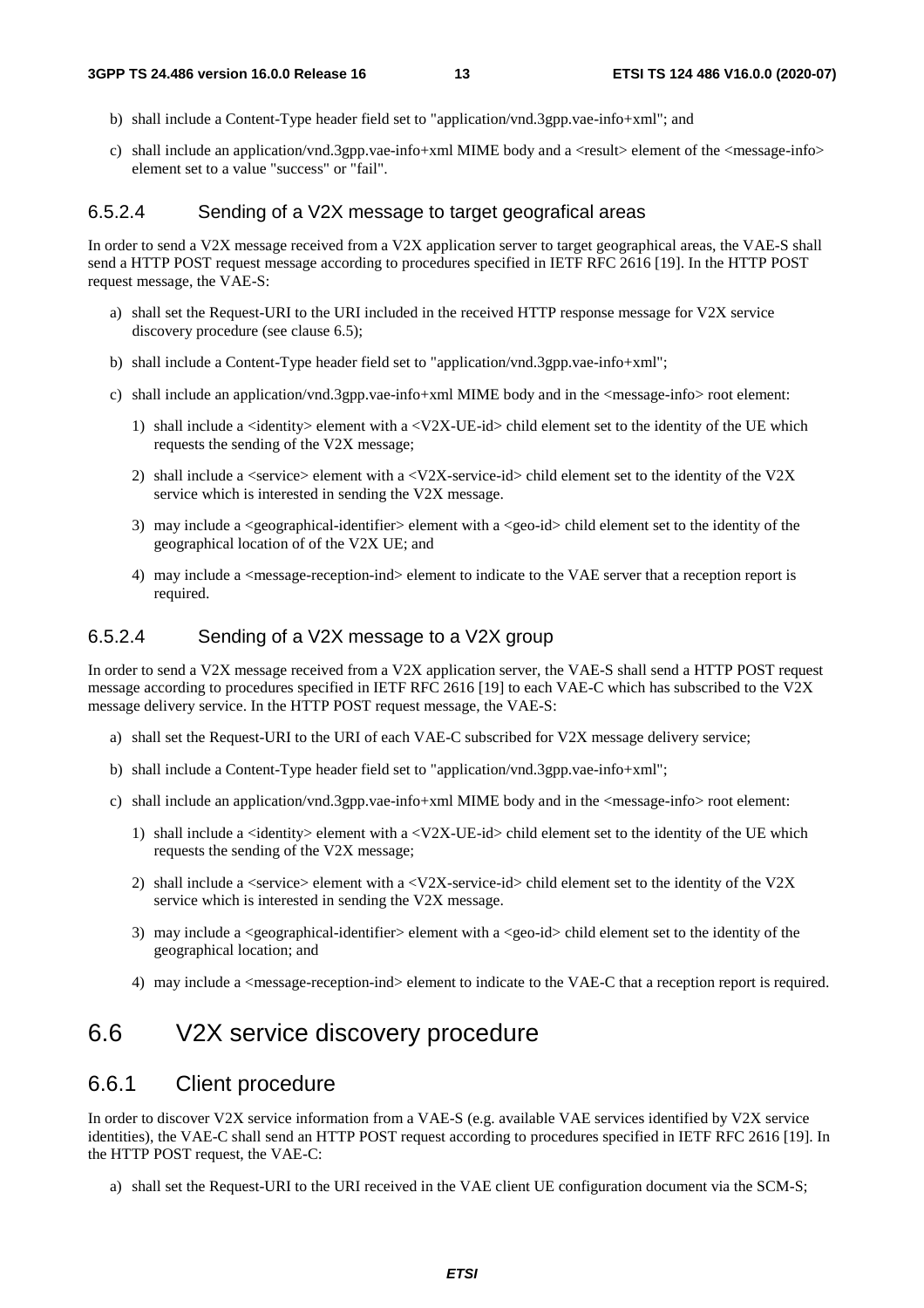- b) shall include a Content-Type header field set to "application/vnd.3gpp.vae-info+xml"; and
- c) shall include an application/vnd.3gpp.vae-info+xml MIME body and a <result> element of the <message-info> element set to a value "success" or "fail".

#### 6.5.2.4 Sending of a V2X message to target geografical areas

In order to send a V2X message received from a V2X application server to target geographical areas, the VAE-S shall send a HTTP POST request message according to procedures specified in IETF RFC 2616 [19]. In the HTTP POST request message, the VAE-S:

- a) shall set the Request-URI to the URI included in the received HTTP response message for V2X service discovery procedure (see clause 6.5);
- b) shall include a Content-Type header field set to "application/vnd.3gpp.vae-info+xml";
- c) shall include an application/vnd.3gpp.vae-info+xml MIME body and in the <message-info> root element:
  - 1) shall include a <identity> element with a <V2X-UE-id> child element set to the identity of the UE which requests the sending of the V2X message;
  - 2) shall include a <service> element with a <V2X-service-id> child element set to the identity of the V2X service which is interested in sending the V2X message.
  - 3) may include a <geographical-identifier> element with a <geo-id> child element set to the identity of the geographical location of of the V2X UE; and
  - 4) may include a <message-reception-ind> element to indicate to the VAE server that a reception report is required.

#### 6.5.2.4 Sending of a V2X message to a V2X group

In order to send a V2X message received from a V2X application server, the VAE-S shall send a HTTP POST request message according to procedures specified in IETF RFC 2616 [19] to each VAE-C which has subscribed to the V2X message delivery service. In the HTTP POST request message, the VAE-S:

- a) shall set the Request-URI to the URI of each VAE-C subscribed for V2X message delivery service;
- b) shall include a Content-Type header field set to "application/vnd.3gpp.vae-info+xml";
- c) shall include an application/vnd.3gpp.vae-info+xml MIME body and in the <message-info> root element:
  - 1) shall include a <identity> element with a <V2X-UE-id> child element set to the identity of the UE which requests the sending of the V2X message;
  - 2) shall include a <service> element with a <V2X-service-id> child element set to the identity of the V2X service which is interested in sending the V2X message.
  - 3) may include a <geographical-identifier> element with a <geo-id> child element set to the identity of the geographical location; and
  - 4) may include a <message-reception-ind> element to indicate to the VAE-C that a reception report is required.

## 6.6 V2X service discovery procedure

### 6.6.1 Client procedure

In order to discover V2X service information from a VAE-S (e.g. available VAE services identified by V2X service identities), the VAE-C shall send an HTTP POST request according to procedures specified in IETF RFC 2616 [19]. In the HTTP POST request, the VAE-C:

- a) shall set the Request-URI to the URI received in the VAE client UE configuration document via the SCM-S;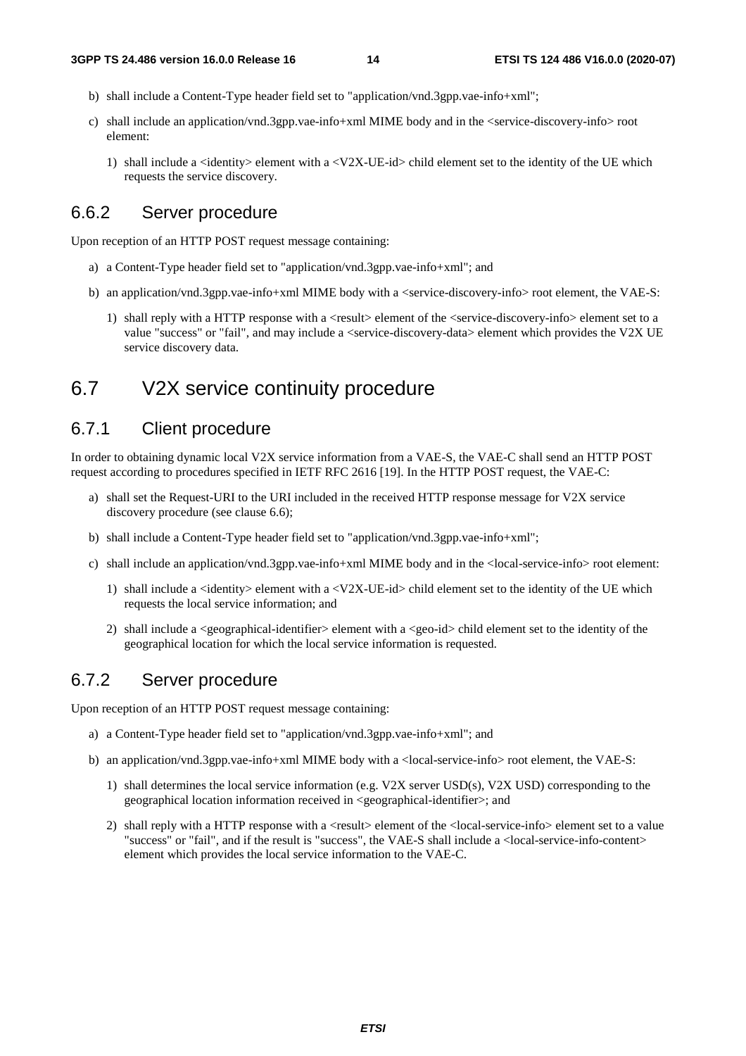b) shall include a Content-Type header field set to "application/vnd.3gpp.vae-info+xml";

c) shall include an application/vnd.3gpp.vae-info+xml MIME body and in the <service-discovery-info> root element:

   1) shall include a <identity> element with a <V2X-UE-id> child element set to the identity of the UE which requests the service discovery.

### 6.6.2 Server procedure

Upon reception of an HTTP POST request message containing:

a) a Content-Type header field set to "application/vnd.3gpp.vae-info+xml"; and

b) an application/vnd.3gpp.vae-info+xml MIME body with a <service-discovery-info> root element, the VAE-S:

   1) shall reply with a HTTP response with a <result> element of the <service-discovery-info> element set to a value "success" or "fail", and may include a <service-discovery-data> element which provides the V2X UE service discovery data.

## 6.7 V2X service continuity procedure

### 6.7.1 Client procedure

In order to obtaining dynamic local V2X service information from a VAE-S, the VAE-C shall send an HTTP POST request according to procedures specified in IETF RFC 2616 [19]. In the HTTP POST request, the VAE-C:

a) shall set the Request-URI to the URI included in the received HTTP response message for V2X service discovery procedure (see clause 6.6);

b) shall include a Content-Type header field set to "application/vnd.3gpp.vae-info+xml";

c) shall include an application/vnd.3gpp.vae-info+xml MIME body and in the <local-service-info> root element:

   1) shall include a <identity> element with a <V2X-UE-id> child element set to the identity of the UE which requests the local service information; and

   2) shall include a <geographical-identifier> element with a <geo-id> child element set to the identity of the geographical location for which the local service information is requested.

### 6.7.2 Server procedure

Upon reception of an HTTP POST request message containing:

a) a Content-Type header field set to "application/vnd.3gpp.vae-info+xml"; and

b) an application/vnd.3gpp.vae-info+xml MIME body with a <local-service-info> root element, the VAE-S:

   1) shall determines the local service information (e.g. V2X server USD(s), V2X USD) corresponding to the geographical location information received in <geographical-identifier>; and

   2) shall reply with a HTTP response with a <result> element of the <local-service-info> element set to a value "success" or "fail", and if the result is "success", the VAE-S shall include a <local-service-info-content> element which provides the local service information to the VAE-C.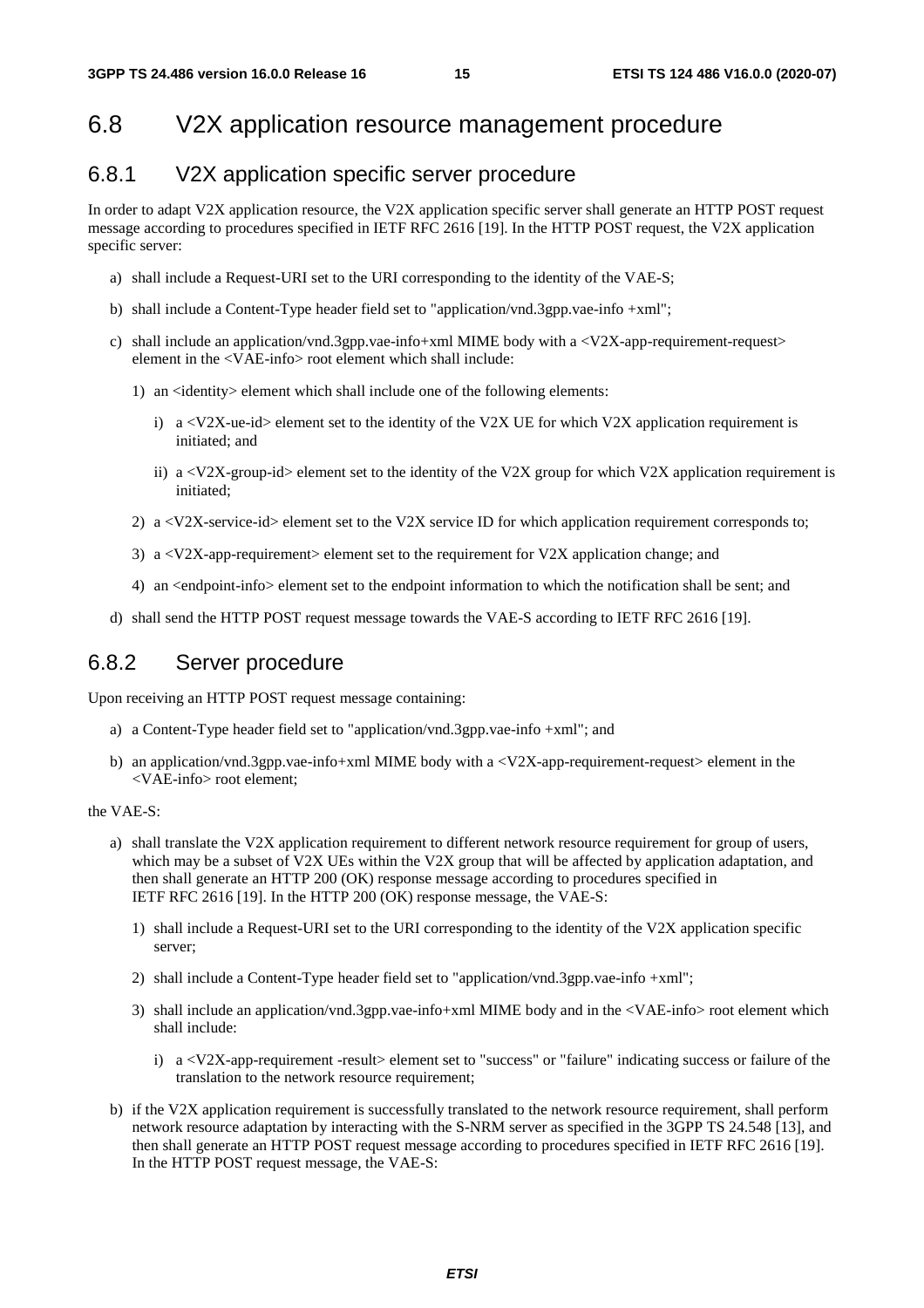## 6.8 V2X application resource management procedure

### 6.8.1 V2X application specific server procedure

In order to adapt V2X application resource, the V2X application specific server shall generate an HTTP POST request message according to procedures specified in IETF RFC 2616 [19]. In the HTTP POST request, the V2X application specific server:

a) shall include a Request-URI set to the URI corresponding to the identity of the VAE-S;

b) shall include a Content-Type header field set to "application/vnd.3gpp.vae-info +xml";

c) shall include an application/vnd.3gpp.vae-info+xml MIME body with a <V2X-app-requirement-request> element in the <VAE-info> root element which shall include:

   1) an <identity> element which shall include one of the following elements:

      i) a <V2X-ue-id> element set to the identity of the V2X UE for which V2X application requirement is initiated; and

      ii) a <V2X-group-id> element set to the identity of the V2X group for which V2X application requirement is initiated;

   2) a <V2X-service-id> element set to the V2X service ID for which application requirement corresponds to;

   3) a <V2X-app-requirement> element set to the requirement for V2X application change; and

   4) an <endpoint-info> element set to the endpoint information to which the notification shall be sent; and

d) shall send the HTTP POST request message towards the VAE-S according to IETF RFC 2616 [19].

### 6.8.2 Server procedure

Upon receiving an HTTP POST request message containing:

a) a Content-Type header field set to "application/vnd.3gpp.vae-info +xml"; and

b) an application/vnd.3gpp.vae-info+xml MIME body with a <V2X-app-requirement-request> element in the <VAE-info> root element;

the VAE-S:

a) shall translate the V2X application requirement to different network resource requirement for group of users, which may be a subset of V2X UEs within the V2X group that will be affected by application adaptation, and then shall generate an HTTP 200 (OK) response message according to procedures specified in IETF RFC 2616 [19]. In the HTTP 200 (OK) response message, the VAE-S:

   1) shall include a Request-URI set to the URI corresponding to the identity of the V2X application specific server;

   2) shall include a Content-Type header field set to "application/vnd.3gpp.vae-info +xml";

   3) shall include an application/vnd.3gpp.vae-info+xml MIME body and in the <VAE-info> root element which shall include:

      i) a <V2X-app-requirement -result> element set to "success" or "failure" indicating success or failure of the translation to the network resource requirement;

b) if the V2X application requirement is successfully translated to the network resource requirement, shall perform network resource adaptation by interacting with the S-NRM server as specified in the 3GPP TS 24.548 [13], and then shall generate an HTTP POST request message according to procedures specified in IETF RFC 2616 [19]. In the HTTP POST request message, the VAE-S: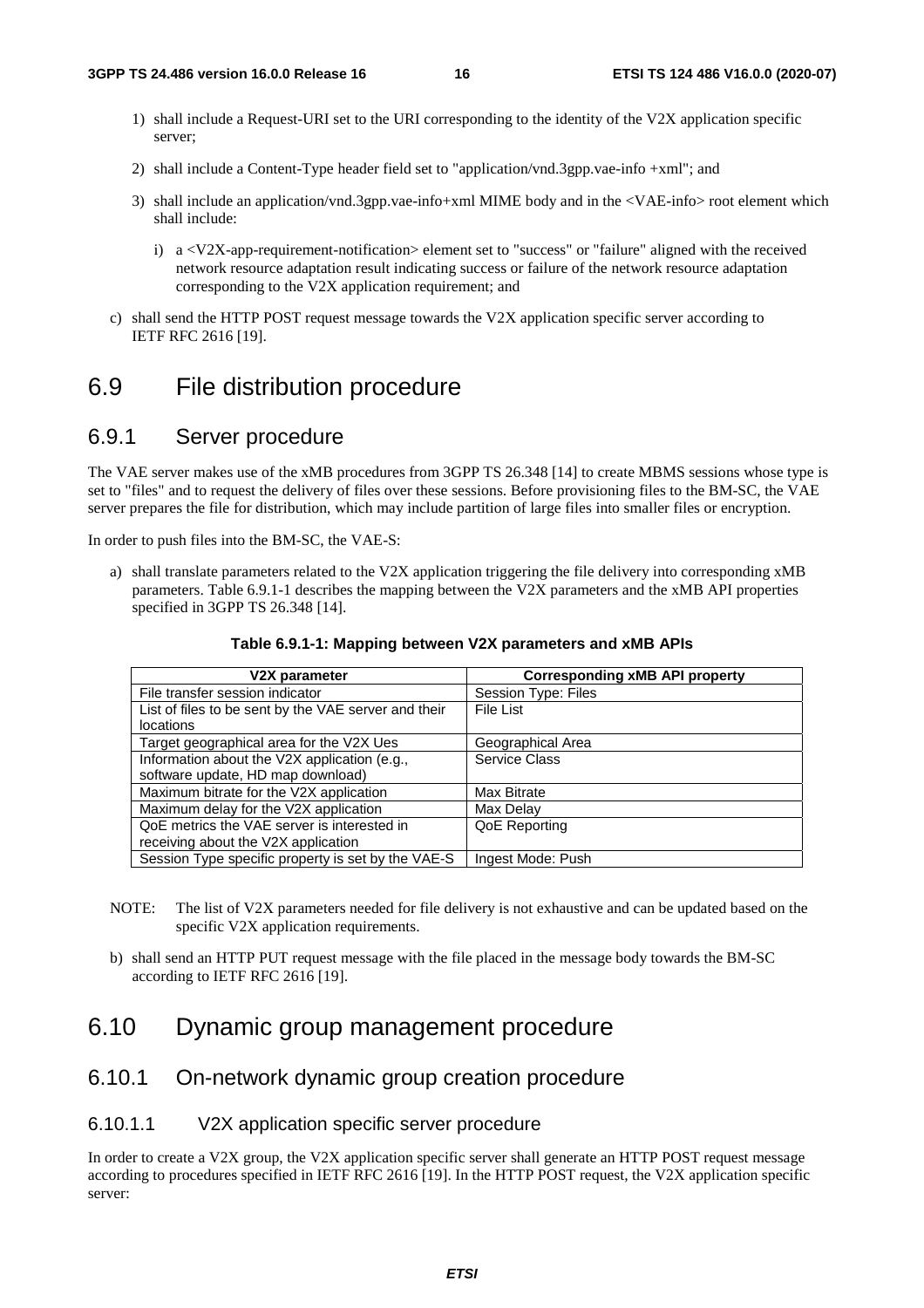1) shall include a Request-URI set to the URI corresponding to the identity of the V2X application specific server;

2) shall include a Content-Type header field set to "application/vnd.3gpp.vae-info +xml"; and

3) shall include an application/vnd.3gpp.vae-info+xml MIME body and in the <VAE-info> root element which shall include:

   i) a <V2X-app-requirement-notification> element set to "success" or "failure" aligned with the received network resource adaptation result indicating success or failure of the network resource adaptation corresponding to the V2X application requirement; and

c) shall send the HTTP POST request message towards the V2X application specific server according to IETF RFC 2616 [19].

# 6.9 File distribution procedure

## 6.9.1 Server procedure

The VAE server makes use of the xMB procedures from 3GPP TS 26.348 [14] to create MBMS sessions whose type is set to "files" and to request the delivery of files over these sessions. Before provisioning files to the BM-SC, the VAE server prepares the file for distribution, which may include partition of large files into smaller files or encryption.

In order to push files into the BM-SC, the VAE-S:

a) shall translate parameters related to the V2X application triggering the file delivery into corresponding xMB parameters. Table 6.9.1-1 describes the mapping between the V2X parameters and the xMB API properties specified in 3GPP TS 26.348 [14].

**Table 6.9.1-1: Mapping between V2X parameters and xMB APIs**

| V2X parameter | Corresponding xMB API property |
|---|---|
| File transfer session indicator | Session Type: Files |
| List of files to be sent by the VAE server and their locations | File List |
| Target geographical area for the V2X Ues | Geographical Area |
| Information about the V2X application (e.g., software update, HD map download) | Service Class |
| Maximum bitrate for the V2X application | Max Bitrate |
| Maximum delay for the V2X application | Max Delay |
| QoE metrics the VAE server is interested in receiving about the V2X application | QoE Reporting |
| Session Type specific property is set by the VAE-S | Ingest Mode: Push |

NOTE: The list of V2X parameters needed for file delivery is not exhaustive and can be updated based on the specific V2X application requirements.

b) shall send an HTTP PUT request message with the file placed in the message body towards the BM-SC according to IETF RFC 2616 [19].

# 6.10 Dynamic group management procedure

## 6.10.1 On-network dynamic group creation procedure

### 6.10.1.1 V2X application specific server procedure

In order to create a V2X group, the V2X application specific server shall generate an HTTP POST request message according to procedures specified in IETF RFC 2616 [19]. In the HTTP POST request, the V2X application specific server: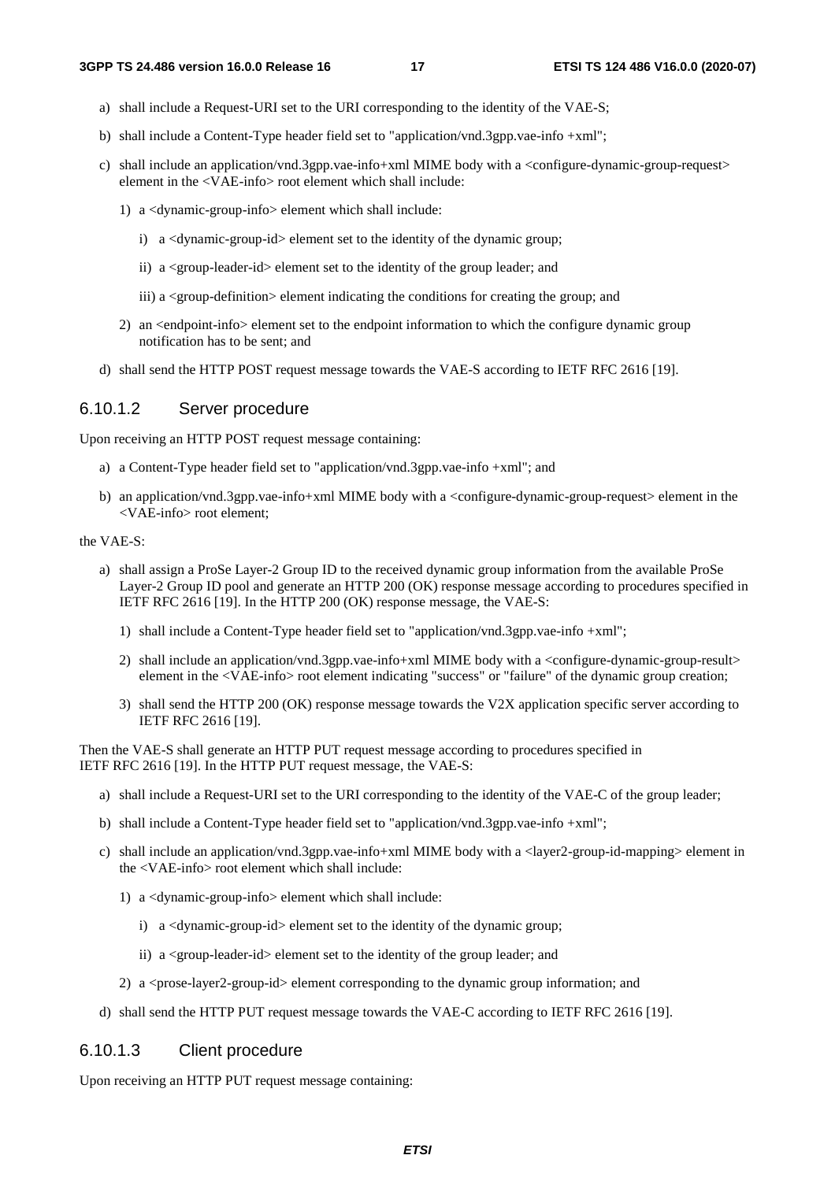a) shall include a Request-URI set to the URI corresponding to the identity of the VAE-S;

b) shall include a Content-Type header field set to "application/vnd.3gpp.vae-info +xml";

c) shall include an application/vnd.3gpp.vae-info+xml MIME body with a <configure-dynamic-group-request> element in the <VAE-info> root element which shall include:

   1) a <dynamic-group-info> element which shall include:

      i) a <dynamic-group-id> element set to the identity of the dynamic group;

      ii) a <group-leader-id> element set to the identity of the group leader; and

      iii) a <group-definition> element indicating the conditions for creating the group; and

   2) an <endpoint-info> element set to the endpoint information to which the configure dynamic group notification has to be sent; and

d) shall send the HTTP POST request message towards the VAE-S according to IETF RFC 2616 [19].

#### 6.10.1.2 Server procedure

Upon receiving an HTTP POST request message containing:

a) a Content-Type header field set to "application/vnd.3gpp.vae-info +xml"; and

b) an application/vnd.3gpp.vae-info+xml MIME body with a <configure-dynamic-group-request> element in the <VAE-info> root element;

the VAE-S:

a) shall assign a ProSe Layer-2 Group ID to the received dynamic group information from the available ProSe Layer-2 Group ID pool and generate an HTTP 200 (OK) response message according to procedures specified in IETF RFC 2616 [19]. In the HTTP 200 (OK) response message, the VAE-S:

   1) shall include a Content-Type header field set to "application/vnd.3gpp.vae-info +xml";

   2) shall include an application/vnd.3gpp.vae-info+xml MIME body with a <configure-dynamic-group-result> element in the <VAE-info> root element indicating "success" or "failure" of the dynamic group creation;

   3) shall send the HTTP 200 (OK) response message towards the V2X application specific server according to IETF RFC 2616 [19].

Then the VAE-S shall generate an HTTP PUT request message according to procedures specified in IETF RFC 2616 [19]. In the HTTP PUT request message, the VAE-S:

a) shall include a Request-URI set to the URI corresponding to the identity of the VAE-C of the group leader;

b) shall include a Content-Type header field set to "application/vnd.3gpp.vae-info +xml";

c) shall include an application/vnd.3gpp.vae-info+xml MIME body with a <layer2-group-id-mapping> element in the <VAE-info> root element which shall include:

   1) a <dynamic-group-info> element which shall include:

      i) a <dynamic-group-id> element set to the identity of the dynamic group;

      ii) a <group-leader-id> element set to the identity of the group leader; and

   2) a <prose-layer2-group-id> element corresponding to the dynamic group information; and

d) shall send the HTTP PUT request message towards the VAE-C according to IETF RFC 2616 [19].

#### 6.10.1.3 Client procedure

Upon receiving an HTTP PUT request message containing: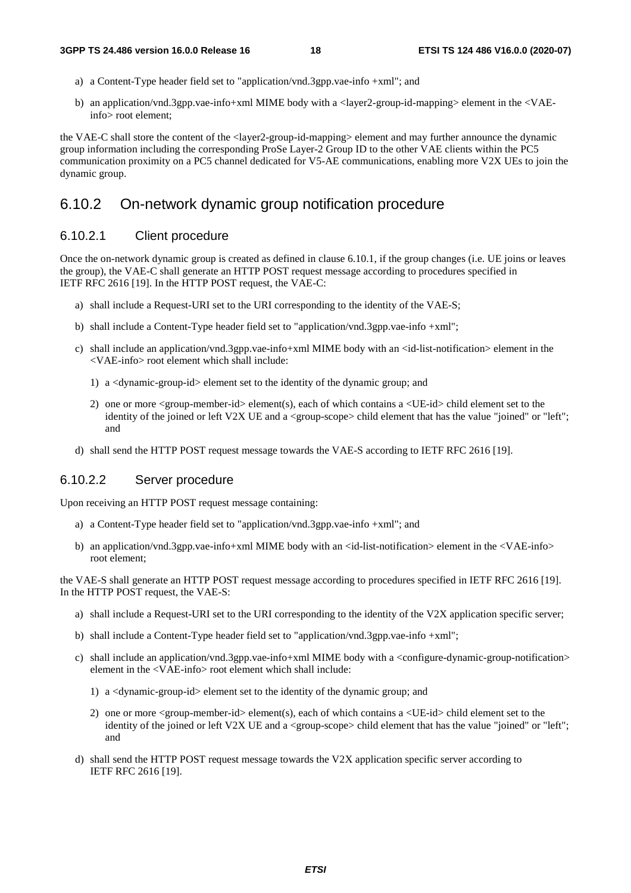a) a Content-Type header field set to "application/vnd.3gpp.vae-info +xml"; and

b) an application/vnd.3gpp.vae-info+xml MIME body with a <layer2-group-id-mapping> element in the <VAE-info> root element;

the VAE-C shall store the content of the <layer2-group-id-mapping> element and may further announce the dynamic group information including the corresponding ProSe Layer-2 Group ID to the other VAE clients within the PC5 communication proximity on a PC5 channel dedicated for V5-AE communications, enabling more V2X UEs to join the dynamic group.

## 6.10.2 On-network dynamic group notification procedure

### 6.10.2.1 Client procedure

Once the on-network dynamic group is created as defined in clause 6.10.1, if the group changes (i.e. UE joins or leaves the group), the VAE-C shall generate an HTTP POST request message according to procedures specified in IETF RFC 2616 [19]. In the HTTP POST request, the VAE-C:

a) shall include a Request-URI set to the URI corresponding to the identity of the VAE-S;

b) shall include a Content-Type header field set to "application/vnd.3gpp.vae-info +xml";

c) shall include an application/vnd.3gpp.vae-info+xml MIME body with an <id-list-notification> element in the <VAE-info> root element which shall include:

   1) a <dynamic-group-id> element set to the identity of the dynamic group; and

   2) one or more <group-member-id> element(s), each of which contains a <UE-id> child element set to the identity of the joined or left V2X UE and a <group-scope> child element that has the value "joined" or "left"; and

d) shall send the HTTP POST request message towards the VAE-S according to IETF RFC 2616 [19].

### 6.10.2.2 Server procedure

Upon receiving an HTTP POST request message containing:

a) a Content-Type header field set to "application/vnd.3gpp.vae-info +xml"; and

b) an application/vnd.3gpp.vae-info+xml MIME body with an <id-list-notification> element in the <VAE-info> root element;

the VAE-S shall generate an HTTP POST request message according to procedures specified in IETF RFC 2616 [19]. In the HTTP POST request, the VAE-S:

a) shall include a Request-URI set to the URI corresponding to the identity of the V2X application specific server;

b) shall include a Content-Type header field set to "application/vnd.3gpp.vae-info +xml";

c) shall include an application/vnd.3gpp.vae-info+xml MIME body with a <configure-dynamic-group-notification> element in the <VAE-info> root element which shall include:

   1) a <dynamic-group-id> element set to the identity of the dynamic group; and

   2) one or more <group-member-id> element(s), each of which contains a <UE-id> child element set to the identity of the joined or left V2X UE and a <group-scope> child element that has the value "joined" or "left"; and

d) shall send the HTTP POST request message towards the V2X application specific server according to IETF RFC 2616 [19].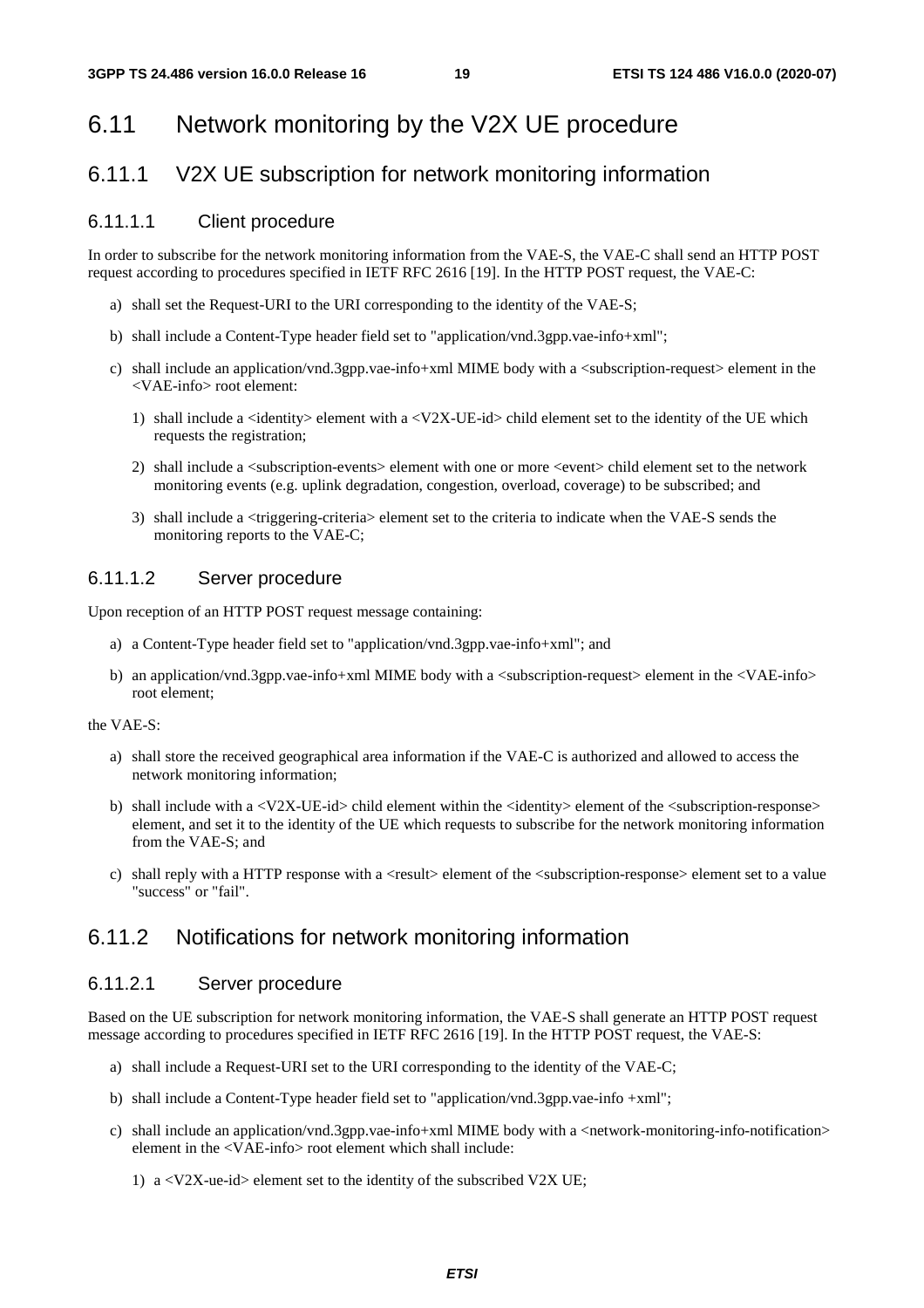# 6.11 Network monitoring by the V2X UE procedure

## 6.11.1 V2X UE subscription for network monitoring information

### 6.11.1.1 Client procedure

In order to subscribe for the network monitoring information from the VAE-S, the VAE-C shall send an HTTP POST request according to procedures specified in IETF RFC 2616 [19]. In the HTTP POST request, the VAE-C:

a) shall set the Request-URI to the URI corresponding to the identity of the VAE-S;

b) shall include a Content-Type header field set to "application/vnd.3gpp.vae-info+xml";

c) shall include an application/vnd.3gpp.vae-info+xml MIME body with a <subscription-request> element in the <VAE-info> root element:

   1) shall include a <identity> element with a <V2X-UE-id> child element set to the identity of the UE which requests the registration;

   2) shall include a <subscription-events> element with one or more <event> child element set to the network monitoring events (e.g. uplink degradation, congestion, overload, coverage) to be subscribed; and

   3) shall include a <triggering-criteria> element set to the criteria to indicate when the VAE-S sends the monitoring reports to the VAE-C;

### 6.11.1.2 Server procedure

Upon reception of an HTTP POST request message containing:

a) a Content-Type header field set to "application/vnd.3gpp.vae-info+xml"; and

b) an application/vnd.3gpp.vae-info+xml MIME body with a <subscription-request> element in the <VAE-info> root element;

the VAE-S:

a) shall store the received geographical area information if the VAE-C is authorized and allowed to access the network monitoring information;

b) shall include with a <V2X-UE-id> child element within the <identity> element of the <subscription-response> element, and set it to the identity of the UE which requests to subscribe for the network monitoring information from the VAE-S; and

c) shall reply with a HTTP response with a <result> element of the <subscription-response> element set to a value "success" or "fail".

## 6.11.2 Notifications for network monitoring information

### 6.11.2.1 Server procedure

Based on the UE subscription for network monitoring information, the VAE-S shall generate an HTTP POST request message according to procedures specified in IETF RFC 2616 [19]. In the HTTP POST request, the VAE-S:

a) shall include a Request-URI set to the URI corresponding to the identity of the VAE-C;

b) shall include a Content-Type header field set to "application/vnd.3gpp.vae-info +xml";

c) shall include an application/vnd.3gpp.vae-info+xml MIME body with a <network-monitoring-info-notification> element in the <VAE-info> root element which shall include:

   1) a <V2X-ue-id> element set to the identity of the subscribed V2X UE;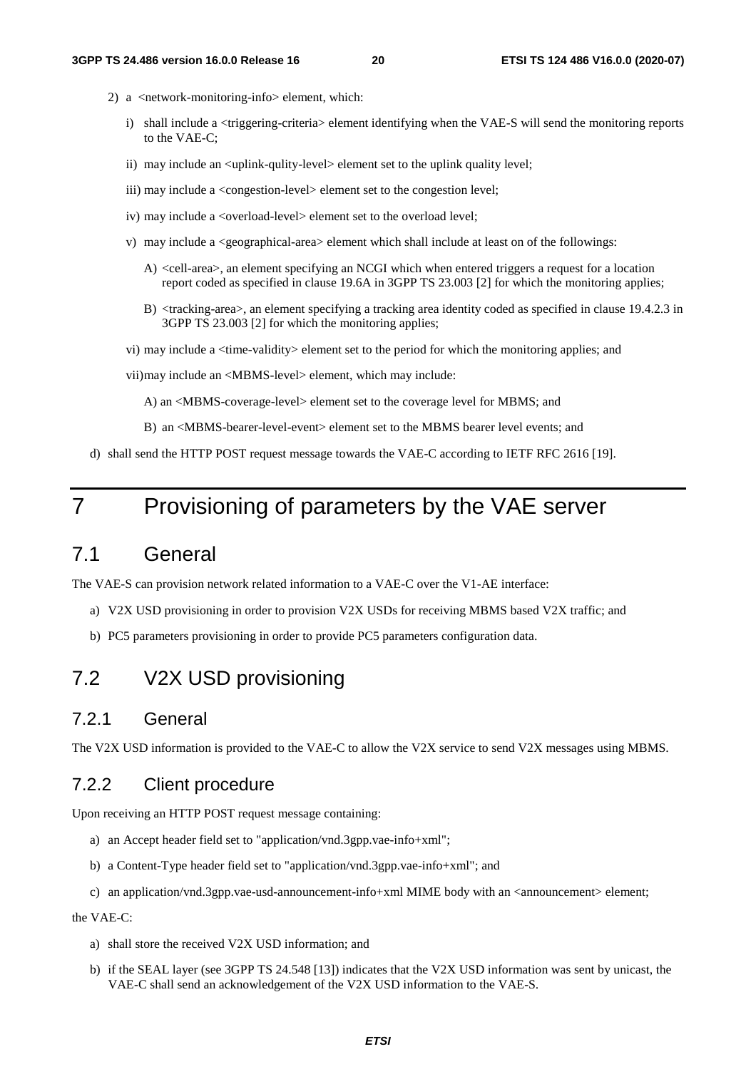2) a <network-monitoring-info> element, which:

   i) shall include a <triggering-criteria> element identifying when the VAE-S will send the monitoring reports to the VAE-C;

   ii) may include an <uplink-qulity-level> element set to the uplink quality level;

   iii) may include a <congestion-level> element set to the congestion level;

   iv) may include a <overload-level> element set to the overload level;

   v) may include a <geographical-area> element which shall include at least on of the followings:

      A) <cell-area>, an element specifying an NCGI which when entered triggers a request for a location report coded as specified in clause 19.6A in 3GPP TS 23.003 [2] for which the monitoring applies;

      B) <tracking-area>, an element specifying a tracking area identity coded as specified in clause 19.4.2.3 in 3GPP TS 23.003 [2] for which the monitoring applies;

   vi) may include a <time-validity> element set to the period for which the monitoring applies; and

   vii)may include an <MBMS-level> element, which may include:

      A) an <MBMS-coverage-level> element set to the coverage level for MBMS; and

      B) an <MBMS-bearer-level-event> element set to the MBMS bearer level events; and

d) shall send the HTTP POST request message towards the VAE-C according to IETF RFC 2616 [19].

# 7 Provisioning of parameters by the VAE server

## 7.1 General

The VAE-S can provision network related information to a VAE-C over the V1-AE interface:

a) V2X USD provisioning in order to provision V2X USDs for receiving MBMS based V2X traffic; and

b) PC5 parameters provisioning in order to provide PC5 parameters configuration data.

## 7.2 V2X USD provisioning

### 7.2.1 General

The V2X USD information is provided to the VAE-C to allow the V2X service to send V2X messages using MBMS.

### 7.2.2 Client procedure

Upon receiving an HTTP POST request message containing:

a) an Accept header field set to "application/vnd.3gpp.vae-info+xml";

b) a Content-Type header field set to "application/vnd.3gpp.vae-info+xml"; and

c) an application/vnd.3gpp.vae-usd-announcement-info+xml MIME body with an <announcement> element;

the VAE-C:

a) shall store the received V2X USD information; and

b) if the SEAL layer (see 3GPP TS 24.548 [13]) indicates that the V2X USD information was sent by unicast, the VAE-C shall send an acknowledgement of the V2X USD information to the VAE-S.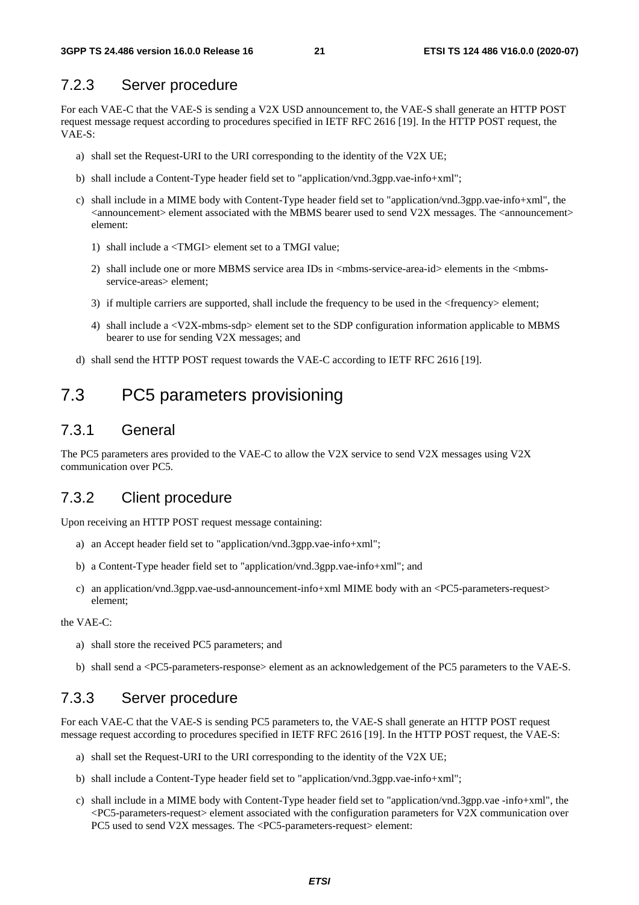### 7.2.3 Server procedure

For each VAE-C that the VAE-S is sending a V2X USD announcement to, the VAE-S shall generate an HTTP POST request message request according to procedures specified in IETF RFC 2616 [19]. In the HTTP POST request, the VAE-S:

a) shall set the Request-URI to the URI corresponding to the identity of the V2X UE;

b) shall include a Content-Type header field set to "application/vnd.3gpp.vae-info+xml";

c) shall include in a MIME body with Content-Type header field set to "application/vnd.3gpp.vae-info+xml", the <announcement> element associated with the MBMS bearer used to send V2X messages. The <announcement> element:

   1) shall include a <TMGI> element set to a TMGI value;

   2) shall include one or more MBMS service area IDs in <mbms-service-area-id> elements in the <mbms-service-areas> element;

   3) if multiple carriers are supported, shall include the frequency to be used in the <frequency> element;

   4) shall include a <V2X-mbms-sdp> element set to the SDP configuration information applicable to MBMS bearer to use for sending V2X messages; and

d) shall send the HTTP POST request towards the VAE-C according to IETF RFC 2616 [19].

## 7.3 PC5 parameters provisioning

### 7.3.1 General

The PC5 parameters ares provided to the VAE-C to allow the V2X service to send V2X messages using V2X communication over PC5.

### 7.3.2 Client procedure

Upon receiving an HTTP POST request message containing:

a) an Accept header field set to "application/vnd.3gpp.vae-info+xml";

b) a Content-Type header field set to "application/vnd.3gpp.vae-info+xml"; and

c) an application/vnd.3gpp.vae-usd-announcement-info+xml MIME body with an <PC5-parameters-request> element;

the VAE-C:

a) shall store the received PC5 parameters; and

b) shall send a <PC5-parameters-response> element as an acknowledgement of the PC5 parameters to the VAE-S.

### 7.3.3 Server procedure

For each VAE-C that the VAE-S is sending PC5 parameters to, the VAE-S shall generate an HTTP POST request message request according to procedures specified in IETF RFC 2616 [19]. In the HTTP POST request, the VAE-S:

a) shall set the Request-URI to the URI corresponding to the identity of the V2X UE;

b) shall include a Content-Type header field set to "application/vnd.3gpp.vae-info+xml";

c) shall include in a MIME body with Content-Type header field set to "application/vnd.3gpp.vae -info+xml", the <PC5-parameters-request> element associated with the configuration parameters for V2X communication over PC5 used to send V2X messages. The <PC5-parameters-request> element: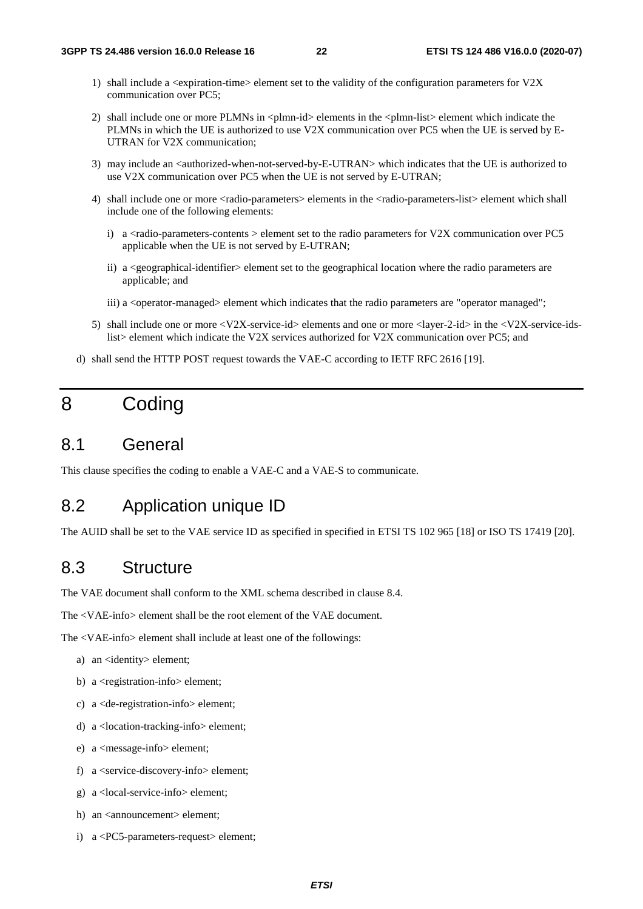1) shall include a <expiration-time> element set to the validity of the configuration parameters for V2X communication over PC5;

2) shall include one or more PLMNs in <plmn-id> elements in the <plmn-list> element which indicate the PLMNs in which the UE is authorized to use V2X communication over PC5 when the UE is served by E-UTRAN for V2X communication;

3) may include an <authorized-when-not-served-by-E-UTRAN> which indicates that the UE is authorized to use V2X communication over PC5 when the UE is not served by E-UTRAN;

4) shall include one or more <radio-parameters> elements in the <radio-parameters-list> element which shall include one of the following elements:

   i) a <radio-parameters-contents > element set to the radio parameters for V2X communication over PC5 applicable when the UE is not served by E-UTRAN;

   ii) a <geographical-identifier> element set to the geographical location where the radio parameters are applicable; and

   iii) a <operator-managed> element which indicates that the radio parameters are "operator managed";

5) shall include one or more <V2X-service-id> elements and one or more <layer-2-id> in the <V2X-service-ids-list> element which indicate the V2X services authorized for V2X communication over PC5; and

d) shall send the HTTP POST request towards the VAE-C according to IETF RFC 2616 [19].

# 8 Coding

## 8.1 General

This clause specifies the coding to enable a VAE-C and a VAE-S to communicate.

## 8.2 Application unique ID

The AUID shall be set to the VAE service ID as specified in specified in ETSI TS 102 965 [18] or ISO TS 17419 [20].

## 8.3 Structure

The VAE document shall conform to the XML schema described in clause 8.4.

The <VAE-info> element shall be the root element of the VAE document.

The <VAE-info> element shall include at least one of the followings:

a) an <identity> element;

b) a <registration-info> element;

c) a <de-registration-info> element;

d) a <location-tracking-info> element;

e) a <message-info> element;

f) a <service-discovery-info> element;

g) a <local-service-info> element;

h) an <announcement> element;

i) a <PC5-parameters-request> element;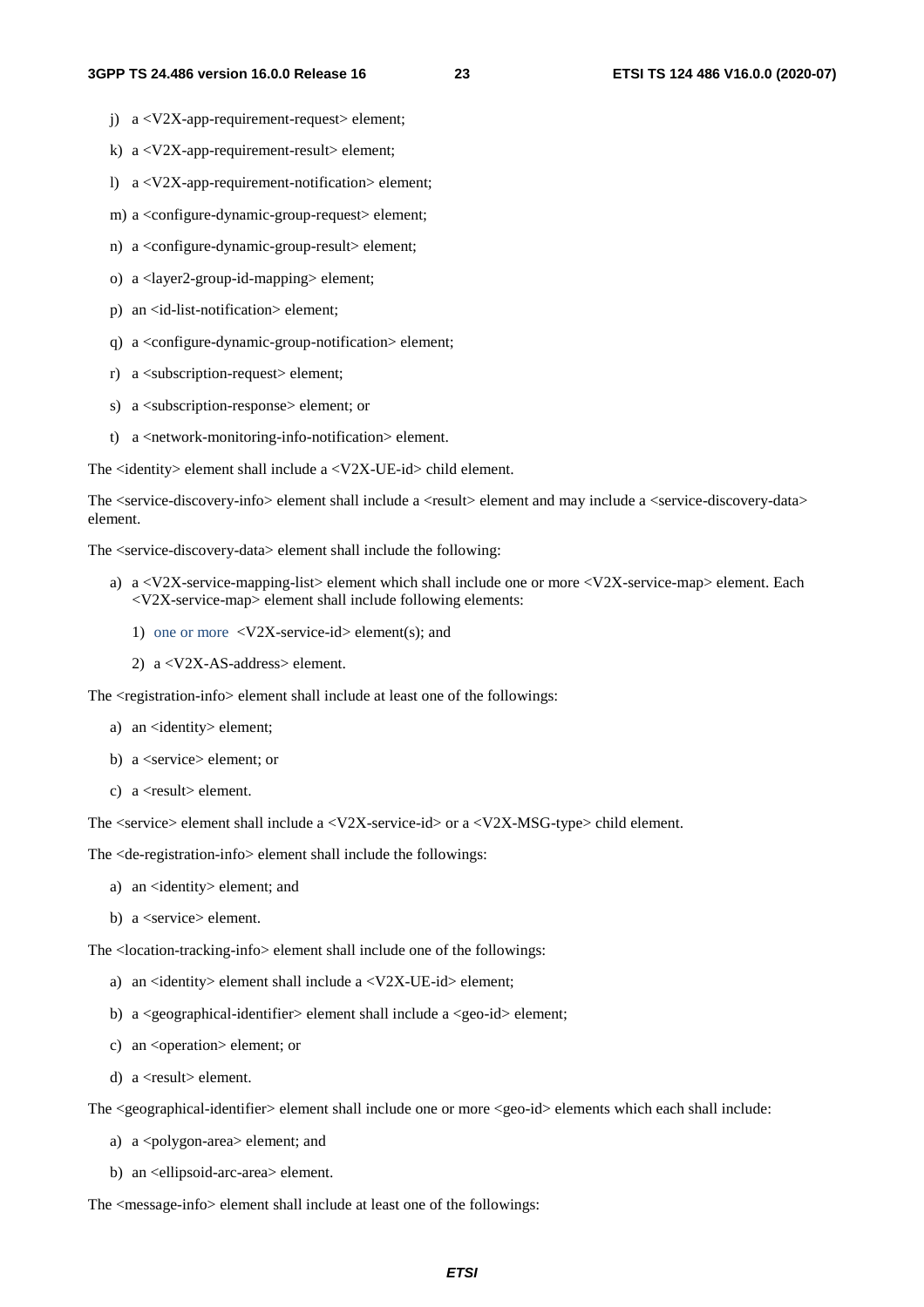j) a <V2X-app-requirement-request> element;

k) a <V2X-app-requirement-result> element;

l) a <V2X-app-requirement-notification> element;

m) a <configure-dynamic-group-request> element;

n) a <configure-dynamic-group-result> element;

o) a <layer2-group-id-mapping> element;

p) an <id-list-notification> element;

q) a <configure-dynamic-group-notification> element;

r) a <subscription-request> element;

s) a <subscription-response> element; or

t) a <network-monitoring-info-notification> element.

The <identity> element shall include a <V2X-UE-id> child element.

The <service-discovery-info> element shall include a <result> element and may include a <service-discovery-data> element.

The <service-discovery-data> element shall include the following:

a) a <V2X-service-mapping-list> element which shall include one or more <V2X-service-map> element. Each <V2X-service-map> element shall include following elements:

   1) one or more <V2X-service-id> element(s); and

   2) a <V2X-AS-address> element.

The <registration-info> element shall include at least one of the followings:

a) an <identity> element;

b) a <service> element; or

c) a <result> element.

The <service> element shall include a <V2X-service-id> or a <V2X-MSG-type> child element.

The <de-registration-info> element shall include the followings:

a) an <identity> element; and

b) a <service> element.

The <location-tracking-info> element shall include one of the followings:

a) an <identity> element shall include a <V2X-UE-id> element;

b) a <geographical-identifier> element shall include a <geo-id> element;

c) an <operation> element; or

d) a <result> element.

The <geographical-identifier> element shall include one or more <geo-id> elements which each shall include:

a) a <polygon-area> element; and

b) an <ellipsoid-arc-area> element.

The <message-info> element shall include at least one of the followings: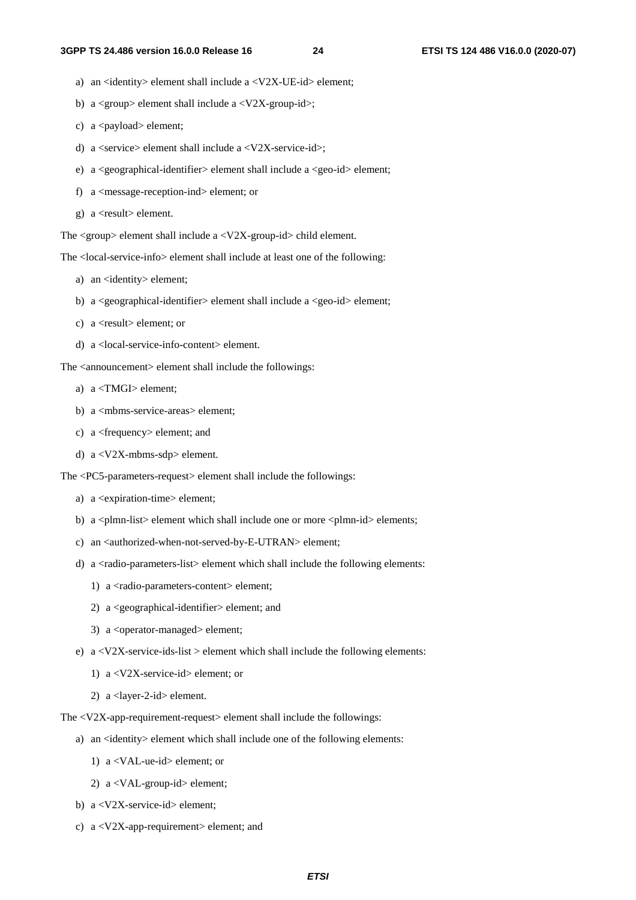a) an <identity> element shall include a <V2X-UE-id> element;

b) a <group> element shall include a <V2X-group-id>;

c) a <payload> element;

d) a <service> element shall include a <V2X-service-id>;

e) a <geographical-identifier> element shall include a <geo-id> element;

f) a <message-reception-ind> element; or

g) a <result> element.

The <group> element shall include a <V2X-group-id> child element.

The <local-service-info> element shall include at least one of the following:

a) an <identity> element;

b) a <geographical-identifier> element shall include a <geo-id> element;

c) a <result> element; or

d) a <local-service-info-content> element.

The <announcement> element shall include the followings:

a) a <TMGI> element;

b) a <mbms-service-areas> element;

c) a <frequency> element; and

d) a <V2X-mbms-sdp> element.

The <PC5-parameters-request> element shall include the followings:

a) a <expiration-time> element;

b) a <plmn-list> element which shall include one or more <plmn-id> elements;

c) an <authorized-when-not-served-by-E-UTRAN> element;

d) a <radio-parameters-list> element which shall include the following elements:

   1) a <radio-parameters-content> element;

   2) a <geographical-identifier> element; and

   3) a <operator-managed> element;

e) a <V2X-service-ids-list > element which shall include the following elements:

   1) a <V2X-service-id> element; or

   2) a <layer-2-id> element.

The <V2X-app-requirement-request> element shall include the followings:

a) an <identity> element which shall include one of the following elements:

   1) a <VAL-ue-id> element; or

   2) a <VAL-group-id> element;

b) a <V2X-service-id> element;

c) a <V2X-app-requirement> element; and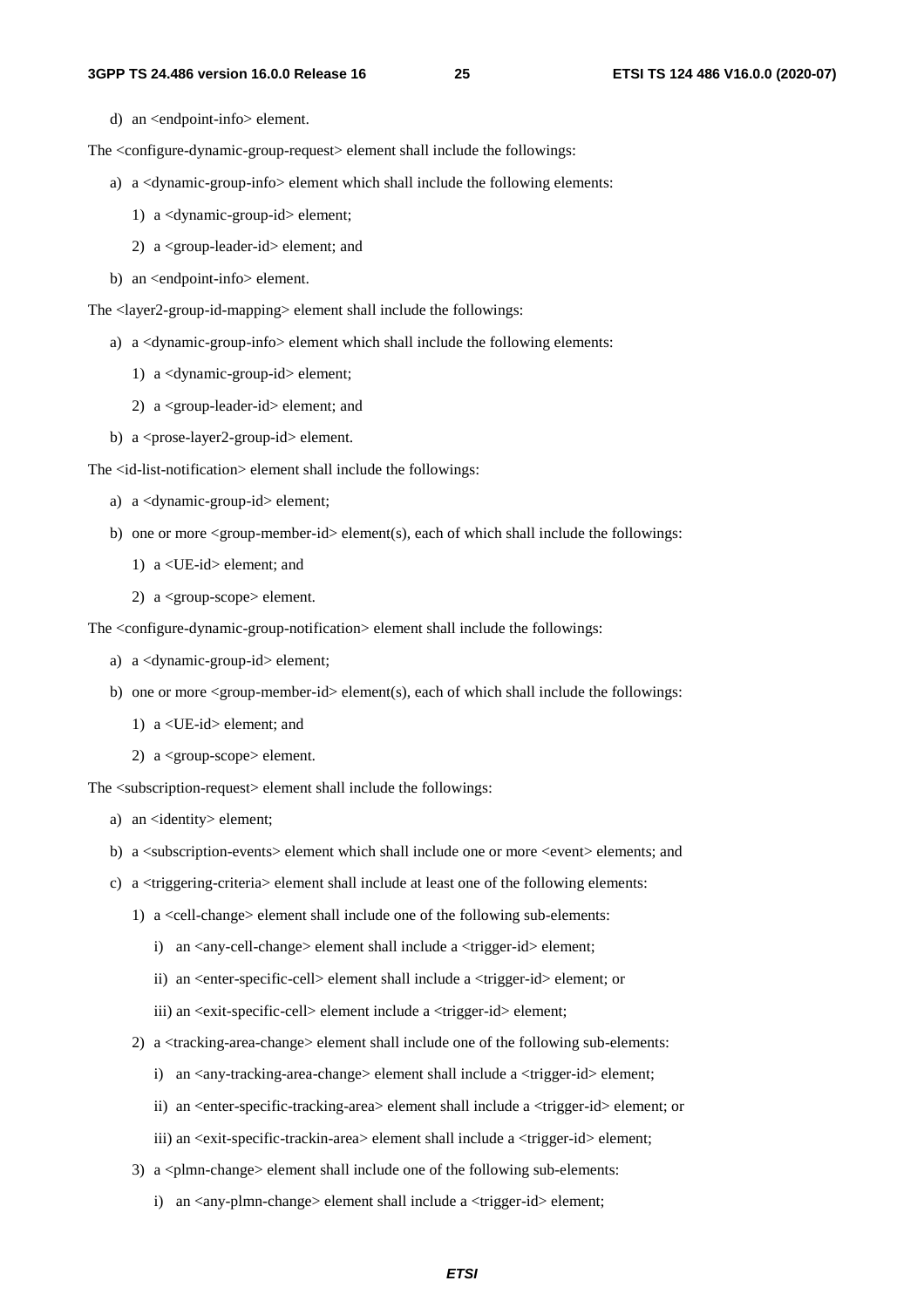d) an <endpoint-info> element.

The <configure-dynamic-group-request> element shall include the followings:

a) a <dynamic-group-info> element which shall include the following elements:

   1) a <dynamic-group-id> element;

   2) a <group-leader-id> element; and

b) an <endpoint-info> element.

The <layer2-group-id-mapping> element shall include the followings:

a) a <dynamic-group-info> element which shall include the following elements:

   1) a <dynamic-group-id> element;

   2) a <group-leader-id> element; and

b) a <prose-layer2-group-id> element.

The <id-list-notification> element shall include the followings:

a) a <dynamic-group-id> element;

b) one or more <group-member-id> element(s), each of which shall include the followings:

   1) a <UE-id> element; and

   2) a <group-scope> element.

The <configure-dynamic-group-notification> element shall include the followings:

a) a <dynamic-group-id> element;

b) one or more <group-member-id> element(s), each of which shall include the followings:

   1) a <UE-id> element; and

   2) a <group-scope> element.

The <subscription-request> element shall include the followings:

a) an <identity> element;

b) a <subscription-events> element which shall include one or more <event> elements; and

c) a <triggering-criteria> element shall include at least one of the following elements:

   1) a <cell-change> element shall include one of the following sub-elements:

      i) an <any-cell-change> element shall include a <trigger-id> element;

      ii) an <enter-specific-cell> element shall include a <trigger-id> element; or

      iii) an <exit-specific-cell> element include a <trigger-id> element;

   2) a <tracking-area-change> element shall include one of the following sub-elements:

      i) an <any-tracking-area-change> element shall include a <trigger-id> element;

      ii) an <enter-specific-tracking-area> element shall include a <trigger-id> element; or

      iii) an <exit-specific-trackin-area> element shall include a <trigger-id> element;

   3) a <plmn-change> element shall include one of the following sub-elements:

      i) an <any-plmn-change> element shall include a <trigger-id> element;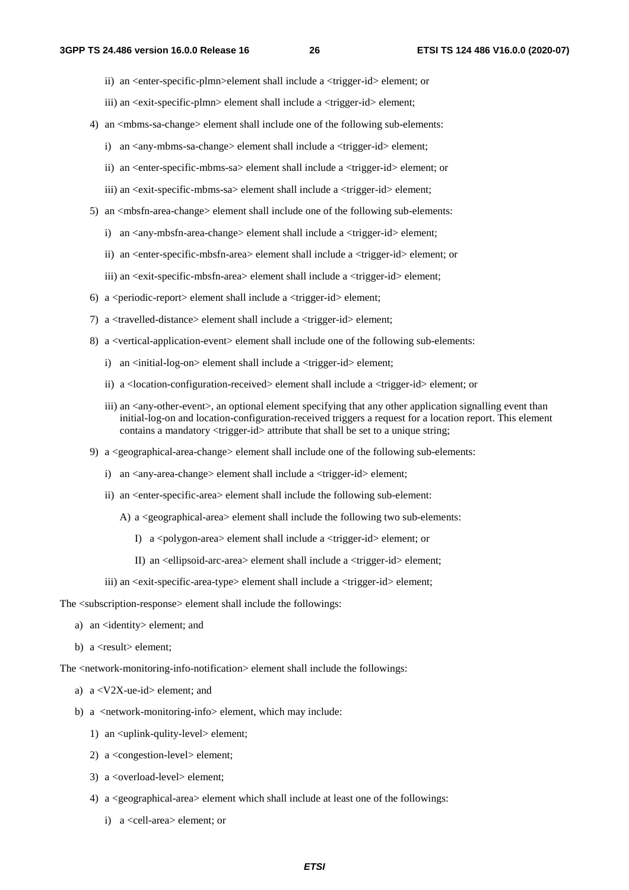ii) an <enter-specific-plmn>element shall include a <trigger-id> element; or

   iii) an <exit-specific-plmn> element shall include a <trigger-id> element;

4) an <mbms-sa-change> element shall include one of the following sub-elements:

   i) an <any-mbms-sa-change> element shall include a <trigger-id> element;

   ii) an <enter-specific-mbms-sa> element shall include a <trigger-id> element; or

   iii) an <exit-specific-mbms-sa> element shall include a <trigger-id> element;

5) an <mbsfn-area-change> element shall include one of the following sub-elements:

   i) an <any-mbsfn-area-change> element shall include a <trigger-id> element;

   ii) an <enter-specific-mbsfn-area> element shall include a <trigger-id> element; or

   iii) an <exit-specific-mbsfn-area> element shall include a <trigger-id> element;

6) a <periodic-report> element shall include a <trigger-id> element;

7) a <travelled-distance> element shall include a <trigger-id> element;

8) a <vertical-application-event> element shall include one of the following sub-elements:

   i) an <initial-log-on> element shall include a <trigger-id> element;

   ii) a <location-configuration-received> element shall include a <trigger-id> element; or

   iii) an <any-other-event>, an optional element specifying that any other application signalling event than initial-log-on and location-configuration-received triggers a request for a location report. This element contains a mandatory <trigger-id> attribute that shall be set to a unique string;

9) a <geographical-area-change> element shall include one of the following sub-elements:

   i) an <any-area-change> element shall include a <trigger-id> element;

   ii) an <enter-specific-area> element shall include the following sub-element:

      A) a <geographical-area> element shall include the following two sub-elements:

         I) a <polygon-area> element shall include a <trigger-id> element; or

         II) an <ellipsoid-arc-area> element shall include a <trigger-id> element;

   iii) an <exit-specific-area-type> element shall include a <trigger-id> element;

The <subscription-response> element shall include the followings:

a) an <identity> element; and

b) a <result> element;

The <network-monitoring-info-notification> element shall include the followings:

a) a <V2X-ue-id> element; and

b) a <network-monitoring-info> element, which may include:

   1) an <uplink-qulity-level> element;

   2) a <congestion-level> element;

   3) a <overload-level> element;

   4) a <geographical-area> element which shall include at least one of the followings:

      i) a <cell-area> element; or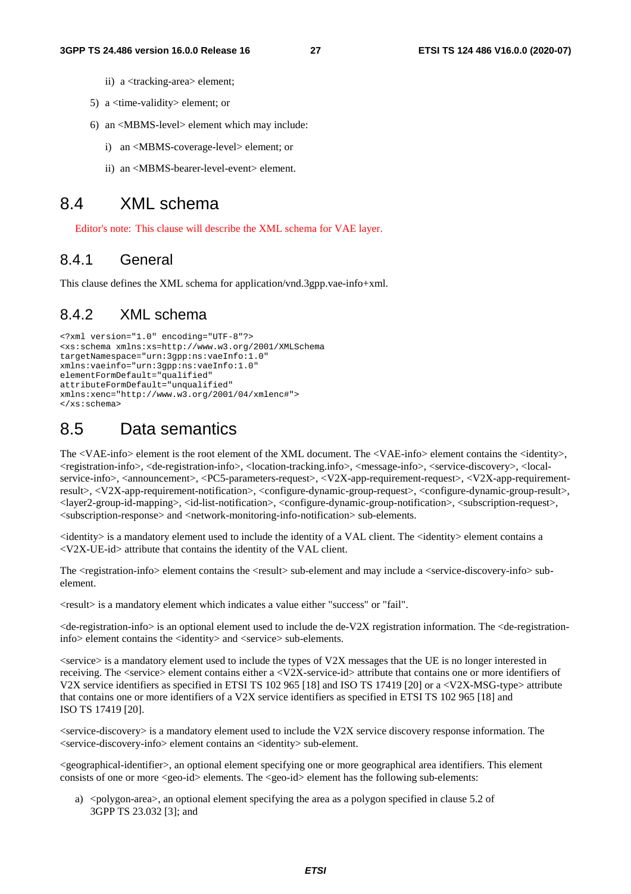ii) a <tracking-area> element;

5) a <time-validity> element; or

6) an <MBMS-level> element which may include:

i) an <MBMS-coverage-level> element; or

ii) an <MBMS-bearer-level-event> element.

# 8.4 XML schema

Editor's note: This clause will describe the XML schema for VAE layer.

## 8.4.1 General

This clause defines the XML schema for application/vnd.3gpp.vae-info+xml.

## 8.4.2 XML schema

```
<?xml version="1.0" encoding="UTF-8"?>
<xs:schema xmlns:xs=http://www.w3.org/2001/XMLSchema
targetNamespace="urn:3gpp:ns:vaeInfo:1.0"
xmlns:vaeinfo="urn:3gpp:ns:vaeInfo:1.0"
elementFormDefault="qualified"
attributeFormDefault="unqualified"
xmlns:xenc="http://www.w3.org/2001/04/xmlenc#">
</xs:schema>
```

# 8.5 Data semantics

The <VAE-info> element is the root element of the XML document. The <VAE-info> element contains the <identity>, <registration-info>, <de-registration-info>, <location-tracking.info>, <message-info>, <service-discovery>, <local-service-info>, <announcement>, <PC5-parameters-request>, <V2X-app-requirement-request>, <V2X-app-requirement-result>, <V2X-app-requirement-notification>, <configure-dynamic-group-request>, <configure-dynamic-group-result>, <layer2-group-id-mapping>, <id-list-notification>, <configure-dynamic-group-notification>, <subscription-request>, <subscription-response> and <network-monitoring-info-notification> sub-elements.

<identity> is a mandatory element used to include the identity of a VAL client. The <identity> element contains a <V2X-UE-id> attribute that contains the identity of the VAL client.

The <registration-info> element contains the <result> sub-element and may include a <service-discovery-info> sub-element.

<result> is a mandatory element which indicates a value either "success" or "fail".

<de-registration-info> is an optional element used to include the de-V2X registration information. The <de-registration-info> element contains the <identity> and <service> sub-elements.

<service> is a mandatory element used to include the types of V2X messages that the UE is no longer interested in receiving. The <service> element contains either a <V2X-service-id> attribute that contains one or more identifiers of V2X service identifiers as specified in ETSI TS 102 965 [18] and ISO TS 17419 [20] or a <V2X-MSG-type> attribute that contains one or more identifiers of a V2X service identifiers as specified in ETSI TS 102 965 [18] and ISO TS 17419 [20].

<service-discovery> is a mandatory element used to include the V2X service discovery response information. The <service-discovery-info> element contains an <identity> sub-element.

<geographical-identifier>, an optional element specifying one or more geographical area identifiers. This element consists of one or more <geo-id> elements. The <geo-id> element has the following sub-elements:

a) <polygon-area>, an optional element specifying the area as a polygon specified in clause 5.2 of 3GPP TS 23.032 [3]; and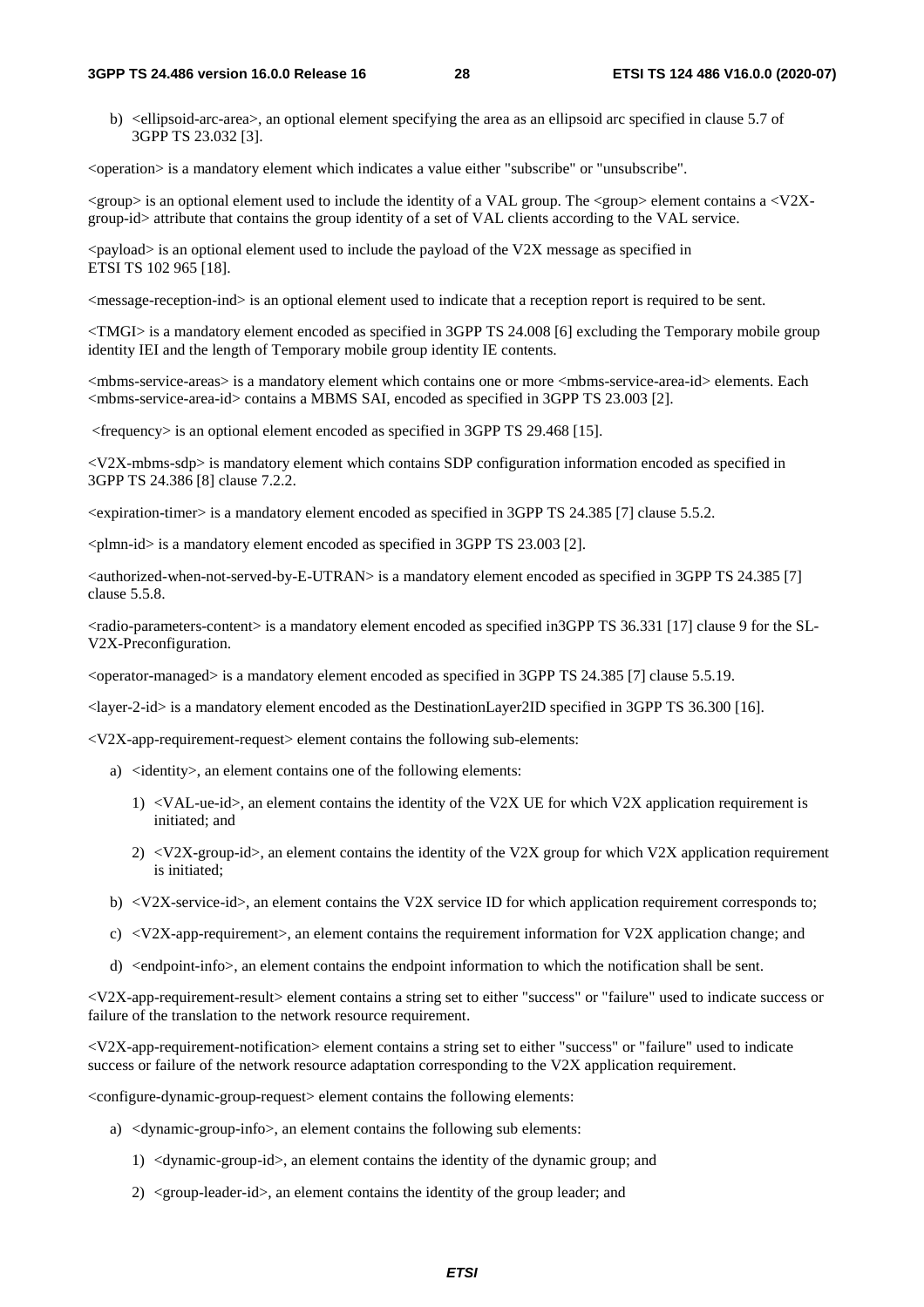b) <ellipsoid-arc-area>, an optional element specifying the area as an ellipsoid arc specified in clause 5.7 of 3GPP TS 23.032 [3].

<operation> is a mandatory element which indicates a value either "subscribe" or "unsubscribe".

<group> is an optional element used to include the identity of a VAL group. The <group> element contains a <V2X-group-id> attribute that contains the group identity of a set of VAL clients according to the VAL service.

<payload> is an optional element used to include the payload of the V2X message as specified in ETSI TS 102 965 [18].

<message-reception-ind> is an optional element used to indicate that a reception report is required to be sent.

<TMGI> is a mandatory element encoded as specified in 3GPP TS 24.008 [6] excluding the Temporary mobile group identity IEI and the length of Temporary mobile group identity IE contents.

<mbms-service-areas> is a mandatory element which contains one or more <mbms-service-area-id> elements. Each <mbms-service-area-id> contains a MBMS SAI, encoded as specified in 3GPP TS 23.003 [2].

<frequency> is an optional element encoded as specified in 3GPP TS 29.468 [15].

<V2X-mbms-sdp> is mandatory element which contains SDP configuration information encoded as specified in 3GPP TS 24.386 [8] clause 7.2.2.

<expiration-timer> is a mandatory element encoded as specified in 3GPP TS 24.385 [7] clause 5.5.2.

<plmn-id> is a mandatory element encoded as specified in 3GPP TS 23.003 [2].

<authorized-when-not-served-by-E-UTRAN> is a mandatory element encoded as specified in 3GPP TS 24.385 [7] clause 5.5.8.

<radio-parameters-content> is a mandatory element encoded as specified in3GPP TS 36.331 [17] clause 9 for the SL-V2X-Preconfiguration.

<operator-managed> is a mandatory element encoded as specified in 3GPP TS 24.385 [7] clause 5.5.19.

<layer-2-id> is a mandatory element encoded as the DestinationLayer2ID specified in 3GPP TS 36.300 [16].

<V2X-app-requirement-request> element contains the following sub-elements:

a) <identity>, an element contains one of the following elements:

   1) <VAL-ue-id>, an element contains the identity of the V2X UE for which V2X application requirement is initiated; and

   2) <V2X-group-id>, an element contains the identity of the V2X group for which V2X application requirement is initiated;

b) <V2X-service-id>, an element contains the V2X service ID for which application requirement corresponds to;

c) <V2X-app-requirement>, an element contains the requirement information for V2X application change; and

d) <endpoint-info>, an element contains the endpoint information to which the notification shall be sent.

<V2X-app-requirement-result> element contains a string set to either "success" or "failure" used to indicate success or failure of the translation to the network resource requirement.

<V2X-app-requirement-notification> element contains a string set to either "success" or "failure" used to indicate success or failure of the network resource adaptation corresponding to the V2X application requirement.

<configure-dynamic-group-request> element contains the following elements:

a) <dynamic-group-info>, an element contains the following sub elements:

   1) <dynamic-group-id>, an element contains the identity of the dynamic group; and

   2) <group-leader-id>, an element contains the identity of the group leader; and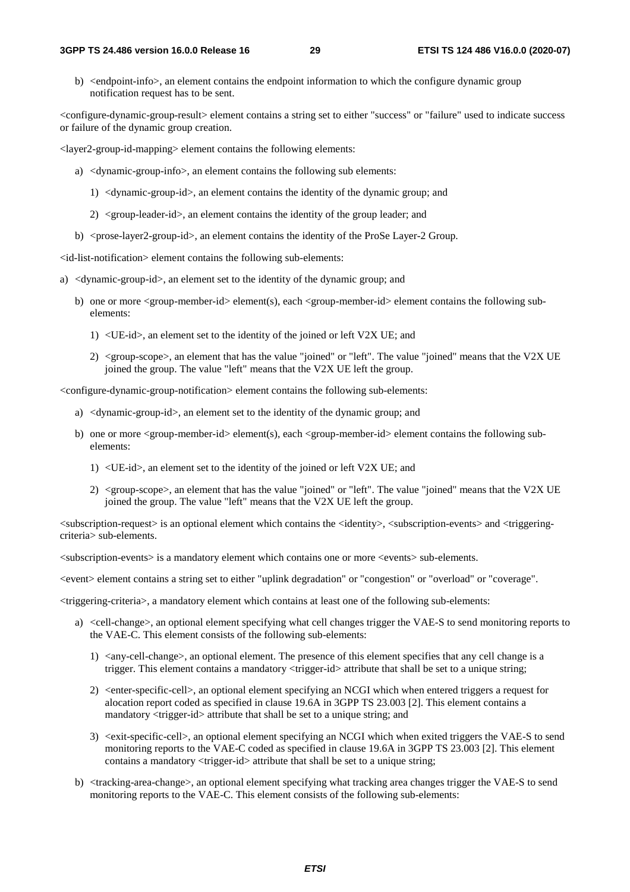b) <endpoint-info>, an element contains the endpoint information to which the configure dynamic group notification request has to be sent.

<configure-dynamic-group-result> element contains a string set to either "success" or "failure" used to indicate success or failure of the dynamic group creation.

<layer2-group-id-mapping> element contains the following elements:

a) <dynamic-group-info>, an element contains the following sub elements:

   1) <dynamic-group-id>, an element contains the identity of the dynamic group; and

   2) <group-leader-id>, an element contains the identity of the group leader; and

b) <prose-layer2-group-id>, an element contains the identity of the ProSe Layer-2 Group.

<id-list-notification> element contains the following sub-elements:

a) <dynamic-group-id>, an element set to the identity of the dynamic group; and

b) one or more <group-member-id> element(s), each <group-member-id> element contains the following sub-elements:

   1) <UE-id>, an element set to the identity of the joined or left V2X UE; and

   2) <group-scope>, an element that has the value "joined" or "left". The value "joined" means that the V2X UE joined the group. The value "left" means that the V2X UE left the group.

<configure-dynamic-group-notification> element contains the following sub-elements:

a) <dynamic-group-id>, an element set to the identity of the dynamic group; and

b) one or more <group-member-id> element(s), each <group-member-id> element contains the following sub-elements:

   1) <UE-id>, an element set to the identity of the joined or left V2X UE; and

   2) <group-scope>, an element that has the value "joined" or "left". The value "joined" means that the V2X UE joined the group. The value "left" means that the V2X UE left the group.

<subscription-request> is an optional element which contains the <identity>, <subscription-events> and <triggering-criteria> sub-elements.

<subscription-events> is a mandatory element which contains one or more <events> sub-elements.

<event> element contains a string set to either "uplink degradation" or "congestion" or "overload" or "coverage".

<triggering-criteria>, a mandatory element which contains at least one of the following sub-elements:

a) <cell-change>, an optional element specifying what cell changes trigger the VAE-S to send monitoring reports to the VAE-C. This element consists of the following sub-elements:

   1) <any-cell-change>, an optional element. The presence of this element specifies that any cell change is a trigger. This element contains a mandatory <trigger-id> attribute that shall be set to a unique string;

   2) <enter-specific-cell>, an optional element specifying an NCGI which when entered triggers a request for alocation report coded as specified in clause 19.6A in 3GPP TS 23.003 [2]. This element contains a mandatory <trigger-id> attribute that shall be set to a unique string; and

   3) <exit-specific-cell>, an optional element specifying an NCGI which when exited triggers the VAE-S to send monitoring reports to the VAE-C coded as specified in clause 19.6A in 3GPP TS 23.003 [2]. This element contains a mandatory <trigger-id> attribute that shall be set to a unique string;

b) <tracking-area-change>, an optional element specifying what tracking area changes trigger the VAE-S to send monitoring reports to the VAE-C. This element consists of the following sub-elements: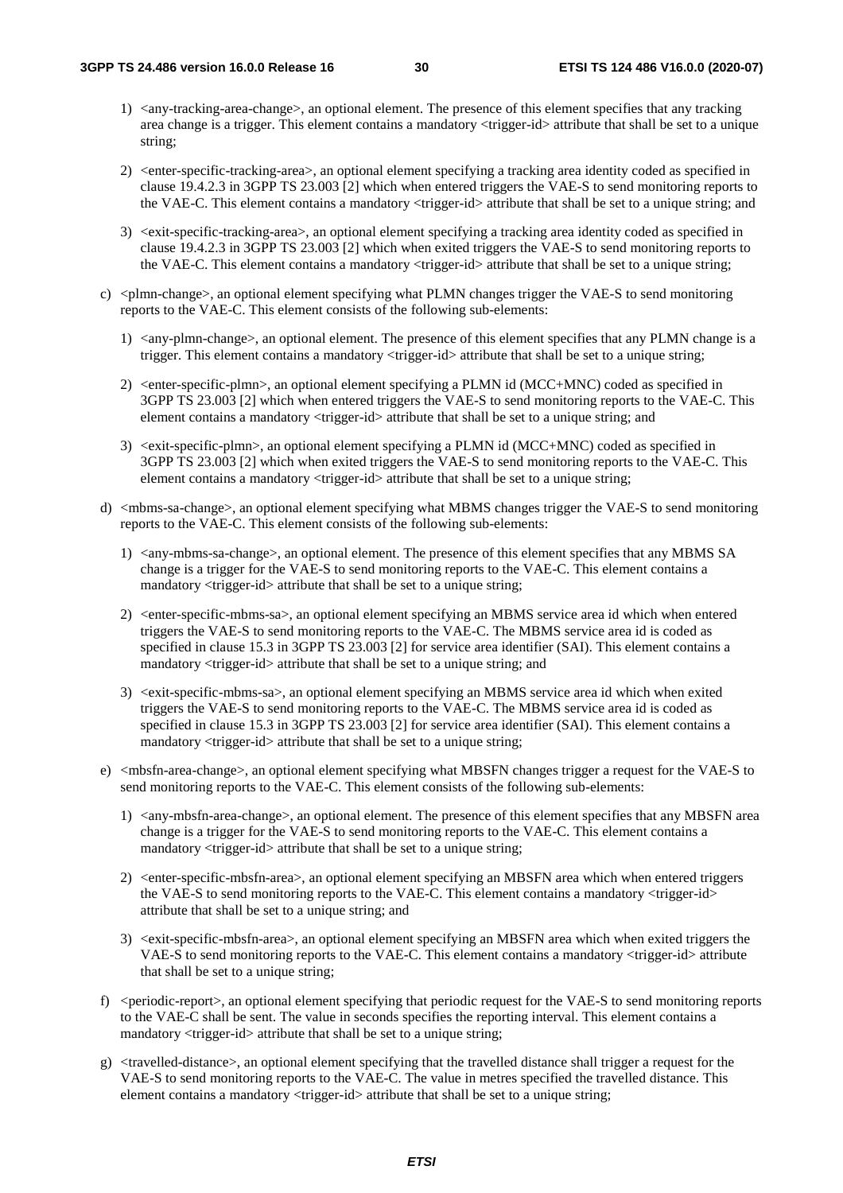1) <any-tracking-area-change>, an optional element. The presence of this element specifies that any tracking area change is a trigger. This element contains a mandatory <trigger-id> attribute that shall be set to a unique string;

2) <enter-specific-tracking-area>, an optional element specifying a tracking area identity coded as specified in clause 19.4.2.3 in 3GPP TS 23.003 [2] which when entered triggers the VAE-S to send monitoring reports to the VAE-C. This element contains a mandatory <trigger-id> attribute that shall be set to a unique string; and

3) <exit-specific-tracking-area>, an optional element specifying a tracking area identity coded as specified in clause 19.4.2.3 in 3GPP TS 23.003 [2] which when exited triggers the VAE-S to send monitoring reports to the VAE-C. This element contains a mandatory <trigger-id> attribute that shall be set to a unique string;

c) <plmn-change>, an optional element specifying what PLMN changes trigger the VAE-S to send monitoring reports to the VAE-C. This element consists of the following sub-elements:

1) <any-plmn-change>, an optional element. The presence of this element specifies that any PLMN change is a trigger. This element contains a mandatory <trigger-id> attribute that shall be set to a unique string;

2) <enter-specific-plmn>, an optional element specifying a PLMN id (MCC+MNC) coded as specified in 3GPP TS 23.003 [2] which when entered triggers the VAE-S to send monitoring reports to the VAE-C. This element contains a mandatory <trigger-id> attribute that shall be set to a unique string; and

3) <exit-specific-plmn>, an optional element specifying a PLMN id (MCC+MNC) coded as specified in 3GPP TS 23.003 [2] which when exited triggers the VAE-S to send monitoring reports to the VAE-C. This element contains a mandatory <trigger-id> attribute that shall be set to a unique string;

d) <mbms-sa-change>, an optional element specifying what MBMS changes trigger the VAE-S to send monitoring reports to the VAE-C. This element consists of the following sub-elements:

1) <any-mbms-sa-change>, an optional element. The presence of this element specifies that any MBMS SA change is a trigger for the VAE-S to send monitoring reports to the VAE-C. This element contains a mandatory <trigger-id> attribute that shall be set to a unique string;

2) <enter-specific-mbms-sa>, an optional element specifying an MBMS service area id which when entered triggers the VAE-S to send monitoring reports to the VAE-C. The MBMS service area id is coded as specified in clause 15.3 in 3GPP TS 23.003 [2] for service area identifier (SAI). This element contains a mandatory <trigger-id> attribute that shall be set to a unique string; and

3) <exit-specific-mbms-sa>, an optional element specifying an MBMS service area id which when exited triggers the VAE-S to send monitoring reports to the VAE-C. The MBMS service area id is coded as specified in clause 15.3 in 3GPP TS 23.003 [2] for service area identifier (SAI). This element contains a mandatory <trigger-id> attribute that shall be set to a unique string;

e) <mbsfn-area-change>, an optional element specifying what MBSFN changes trigger a request for the VAE-S to send monitoring reports to the VAE-C. This element consists of the following sub-elements:

1) <any-mbsfn-area-change>, an optional element. The presence of this element specifies that any MBSFN area change is a trigger for the VAE-S to send monitoring reports to the VAE-C. This element contains a mandatory <trigger-id> attribute that shall be set to a unique string;

2) <enter-specific-mbsfn-area>, an optional element specifying an MBSFN area which when entered triggers the VAE-S to send monitoring reports to the VAE-C. This element contains a mandatory <trigger-id> attribute that shall be set to a unique string; and

3) <exit-specific-mbsfn-area>, an optional element specifying an MBSFN area which when exited triggers the VAE-S to send monitoring reports to the VAE-C. This element contains a mandatory <trigger-id> attribute that shall be set to a unique string;

f) <periodic-report>, an optional element specifying that periodic request for the VAE-S to send monitoring reports to the VAE-C shall be sent. The value in seconds specifies the reporting interval. This element contains a mandatory <trigger-id> attribute that shall be set to a unique string;

g) <travelled-distance>, an optional element specifying that the travelled distance shall trigger a request for the VAE-S to send monitoring reports to the VAE-C. The value in metres specified the travelled distance. This element contains a mandatory <trigger-id> attribute that shall be set to a unique string;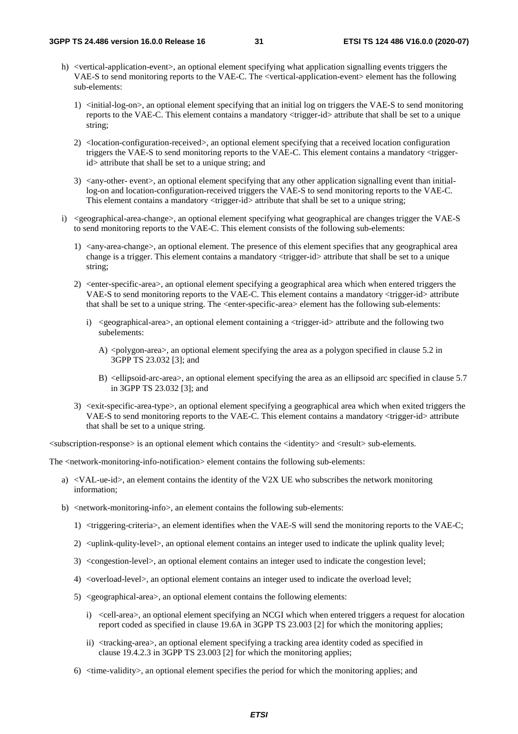h) <vertical-application-event>, an optional element specifying what application signalling events triggers the VAE-S to send monitoring reports to the VAE-C. The <vertical-application-event> element has the following sub-elements:

   1) <initial-log-on>, an optional element specifying that an initial log on triggers the VAE-S to send monitoring reports to the VAE-C. This element contains a mandatory <trigger-id> attribute that shall be set to a unique string;

   2) <location-configuration-received>, an optional element specifying that a received location configuration triggers the VAE-S to send monitoring reports to the VAE-C. This element contains a mandatory <trigger-id> attribute that shall be set to a unique string; and

   3) <any-other- event>, an optional element specifying that any other application signalling event than initial-log-on and location-configuration-received triggers the VAE-S to send monitoring reports to the VAE-C. This element contains a mandatory <trigger-id> attribute that shall be set to a unique string;

i) <geographical-area-change>, an optional element specifying what geographical are changes trigger the VAE-S to send monitoring reports to the VAE-C. This element consists of the following sub-elements:

   1) <any-area-change>, an optional element. The presence of this element specifies that any geographical area change is a trigger. This element contains a mandatory <trigger-id> attribute that shall be set to a unique string;

   2) <enter-specific-area>, an optional element specifying a geographical area which when entered triggers the VAE-S to send monitoring reports to the VAE-C. This element contains a mandatory <trigger-id> attribute that shall be set to a unique string. The <enter-specific-area> element has the following sub-elements:

      i) <geographical-area>, an optional element containing a <trigger-id> attribute and the following two subelements:

         A) <polygon-area>, an optional element specifying the area as a polygon specified in clause 5.2 in 3GPP TS 23.032 [3]; and

         B) <ellipsoid-arc-area>, an optional element specifying the area as an ellipsoid arc specified in clause 5.7 in 3GPP TS 23.032 [3]; and

   3) <exit-specific-area-type>, an optional element specifying a geographical area which when exited triggers the VAE-S to send monitoring reports to the VAE-C. This element contains a mandatory <trigger-id> attribute that shall be set to a unique string.

<subscription-response> is an optional element which contains the <identity> and <result> sub-elements.

The <network-monitoring-info-notification> element contains the following sub-elements:

a) <VAL-ue-id>, an element contains the identity of the V2X UE who subscribes the network monitoring information;

b) <network-monitoring-info>, an element contains the following sub-elements:

   1) <triggering-criteria>, an element identifies when the VAE-S will send the monitoring reports to the VAE-C;

   2) <uplink-qulity-level>, an optional element contains an integer used to indicate the uplink quality level;

   3) <congestion-level>, an optional element contains an integer used to indicate the congestion level;

   4) <overload-level>, an optional element contains an integer used to indicate the overload level;

   5) <geographical-area>, an optional element contains the following elements:

      i) <cell-area>, an optional element specifying an NCGI which when entered triggers a request for alocation report coded as specified in clause 19.6A in 3GPP TS 23.003 [2] for which the monitoring applies;

      ii) <tracking-area>, an optional element specifying a tracking area identity coded as specified in clause 19.4.2.3 in 3GPP TS 23.003 [2] for which the monitoring applies;

   6) <time-validity>, an optional element specifies the period for which the monitoring applies; and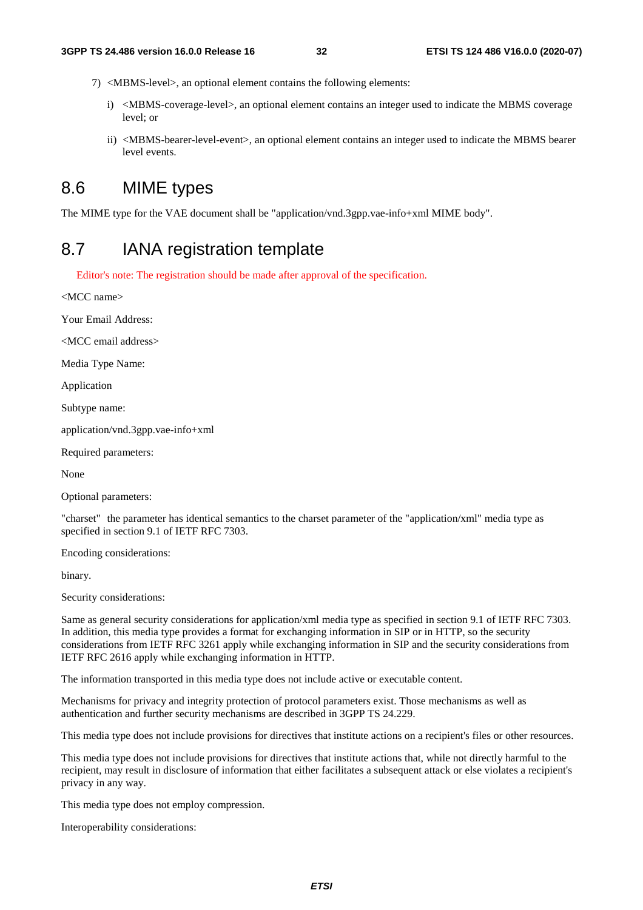7) <MBMS-level>, an optional element contains the following elements:

   i) <MBMS-coverage-level>, an optional element contains an integer used to indicate the MBMS coverage level; or

   ii) <MBMS-bearer-level-event>, an optional element contains an integer used to indicate the MBMS bearer level events.

# 8.6 MIME types

The MIME type for the VAE document shall be "application/vnd.3gpp.vae-info+xml MIME body".

# 8.7 IANA registration template

Editor's note: The registration should be made after approval of the specification.

<MCC name>

Your Email Address:

<MCC email address>

Media Type Name:

Application

Subtype name:

application/vnd.3gpp.vae-info+xml

Required parameters:

None

Optional parameters:

"charset" the parameter has identical semantics to the charset parameter of the "application/xml" media type as specified in section 9.1 of IETF RFC 7303.

Encoding considerations:

binary.

Security considerations:

Same as general security considerations for application/xml media type as specified in section 9.1 of IETF RFC 7303. In addition, this media type provides a format for exchanging information in SIP or in HTTP, so the security considerations from IETF RFC 3261 apply while exchanging information in SIP and the security considerations from IETF RFC 2616 apply while exchanging information in HTTP.

The information transported in this media type does not include active or executable content.

Mechanisms for privacy and integrity protection of protocol parameters exist. Those mechanisms as well as authentication and further security mechanisms are described in 3GPP TS 24.229.

This media type does not include provisions for directives that institute actions on a recipient's files or other resources.

This media type does not include provisions for directives that institute actions that, while not directly harmful to the recipient, may result in disclosure of information that either facilitates a subsequent attack or else violates a recipient's privacy in any way.

This media type does not employ compression.

Interoperability considerations: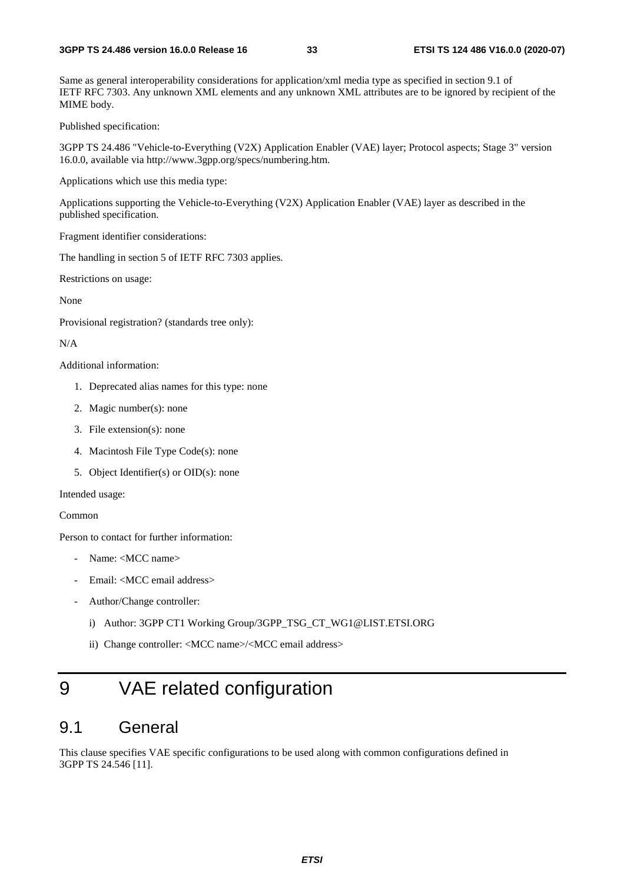Same as general interoperability considerations for application/xml media type as specified in section 9.1 of IETF RFC 7303. Any unknown XML elements and any unknown XML attributes are to be ignored by recipient of the MIME body.

Published specification:

3GPP TS 24.486 "Vehicle-to-Everything (V2X) Application Enabler (VAE) layer; Protocol aspects; Stage 3" version 16.0.0, available via http://www.3gpp.org/specs/numbering.htm.

Applications which use this media type:

Applications supporting the Vehicle-to-Everything (V2X) Application Enabler (VAE) layer as described in the published specification.

Fragment identifier considerations:

The handling in section 5 of IETF RFC 7303 applies.

Restrictions on usage:

None

Provisional registration? (standards tree only):

N/A

Additional information:

1. Deprecated alias names for this type: none
2. Magic number(s): none
3. File extension(s): none
4. Macintosh File Type Code(s): none
5. Object Identifier(s) or OID(s): none

Intended usage:

Common

Person to contact for further information:

- Name: <MCC name>
- Email: <MCC email address>
- Author/Change controller:
    - i) Author: 3GPP CT1 Working Group/3GPP_TSG_CT_WG1@LIST.ETSI.ORG
    - ii) Change controller: <MCC name>/<MCC email address>

# 9 VAE related configuration

## 9.1 General

This clause specifies VAE specific configurations to be used along with common configurations defined in 3GPP TS 24.546 [11].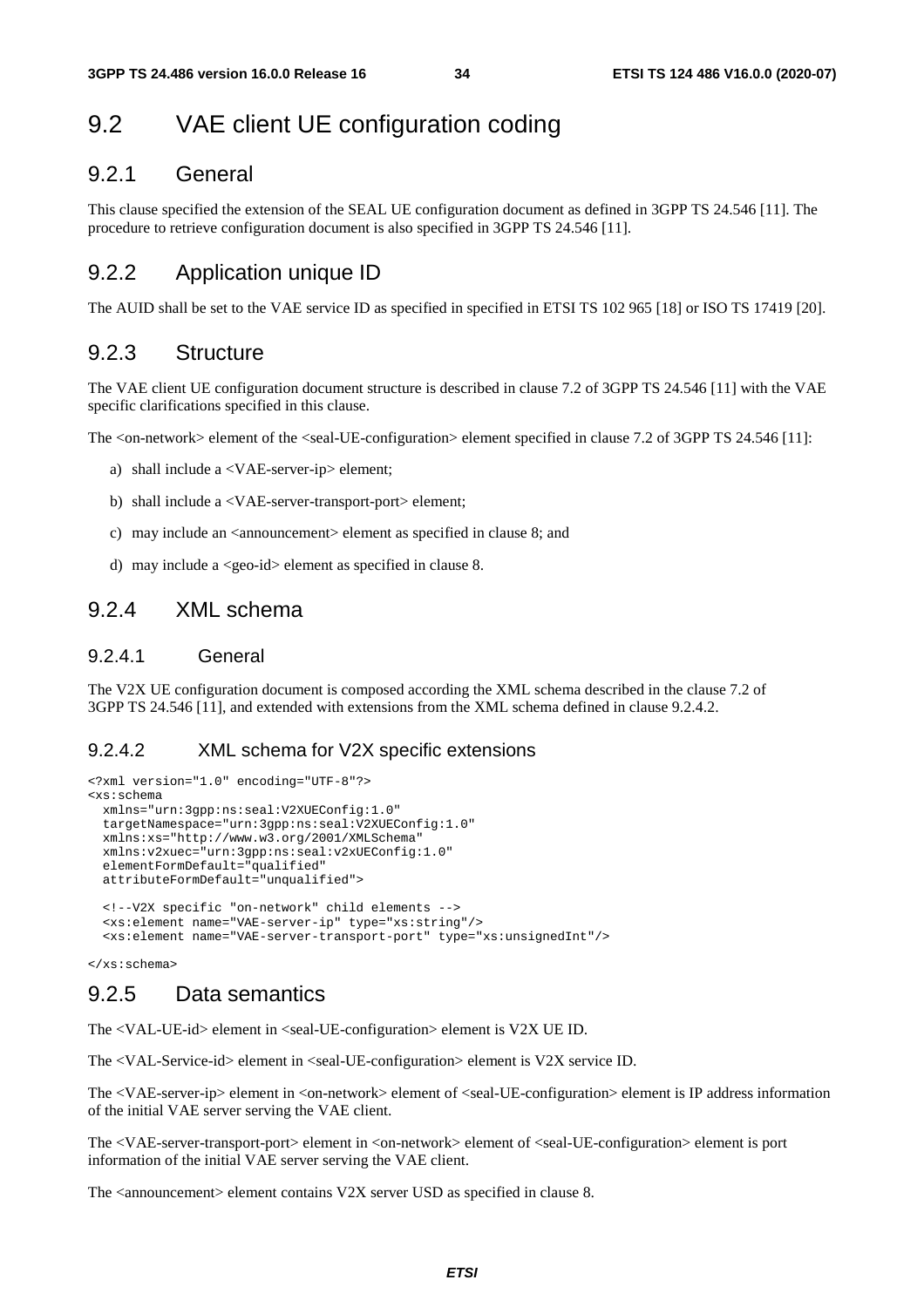## 9.2 VAE client UE configuration coding

### 9.2.1 General

This clause specified the extension of the SEAL UE configuration document as defined in 3GPP TS 24.546 [11]. The procedure to retrieve configuration document is also specified in 3GPP TS 24.546 [11].

### 9.2.2 Application unique ID

The AUID shall be set to the VAE service ID as specified in specified in ETSI TS 102 965 [18] or ISO TS 17419 [20].

### 9.2.3 Structure

The VAE client UE configuration document structure is described in clause 7.2 of 3GPP TS 24.546 [11] with the VAE specific clarifications specified in this clause.

The <on-network> element of the <seal-UE-configuration> element specified in clause 7.2 of 3GPP TS 24.546 [11]:

a) shall include a <VAE-server-ip> element;

b) shall include a <VAE-server-transport-port> element;

c) may include an <announcement> element as specified in clause 8; and

d) may include a <geo-id> element as specified in clause 8.

### 9.2.4 XML schema

#### 9.2.4.1 General

The V2X UE configuration document is composed according the XML schema described in the clause 7.2 of 3GPP TS 24.546 [11], and extended with extensions from the XML schema defined in clause 9.2.4.2.

#### 9.2.4.2 XML schema for V2X specific extensions

```
<?xml version="1.0" encoding="UTF-8"?>
<xs:schema
  xmlns="urn:3gpp:ns:seal:V2XUEConfig:1.0"
  targetNamespace="urn:3gpp:ns:seal:V2XUEConfig:1.0"
  xmlns:xs="http://www.w3.org/2001/XMLSchema"
  xmlns:v2xuec="urn:3gpp:ns:seal:v2xUEConfig:1.0"
  elementFormDefault="qualified"
  attributeFormDefault="unqualified">

  <!--V2X specific "on-network" child elements -->
  <xs:element name="VAE-server-ip" type="xs:string"/>
  <xs:element name="VAE-server-transport-port" type="xs:unsignedInt"/>

</xs:schema>
```

### 9.2.5 Data semantics

The <VAL-UE-id> element in <seal-UE-configuration> element is V2X UE ID.

The <VAL-Service-id> element in <seal-UE-configuration> element is V2X service ID.

The <VAE-server-ip> element in <on-network> element of <seal-UE-configuration> element is IP address information of the initial VAE server serving the VAE client.

The <VAE-server-transport-port> element in <on-network> element of <seal-UE-configuration> element is port information of the initial VAE server serving the VAE client.

The <announcement> element contains V2X server USD as specified in clause 8.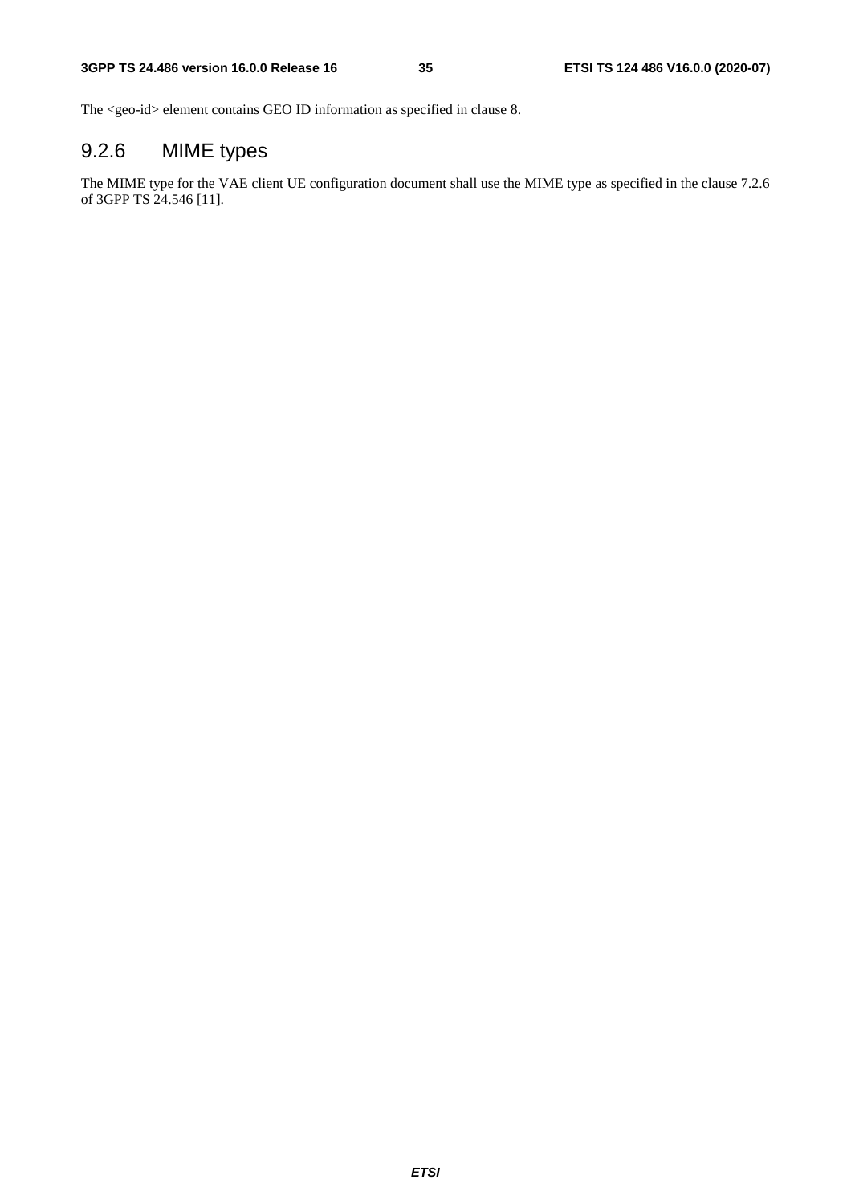The <geo-id> element contains GEO ID information as specified in clause 8.

### 9.2.6 MIME types

The MIME type for the VAE client UE configuration document shall use the MIME type as specified in the clause 7.2.6 of 3GPP TS 24.546 [11].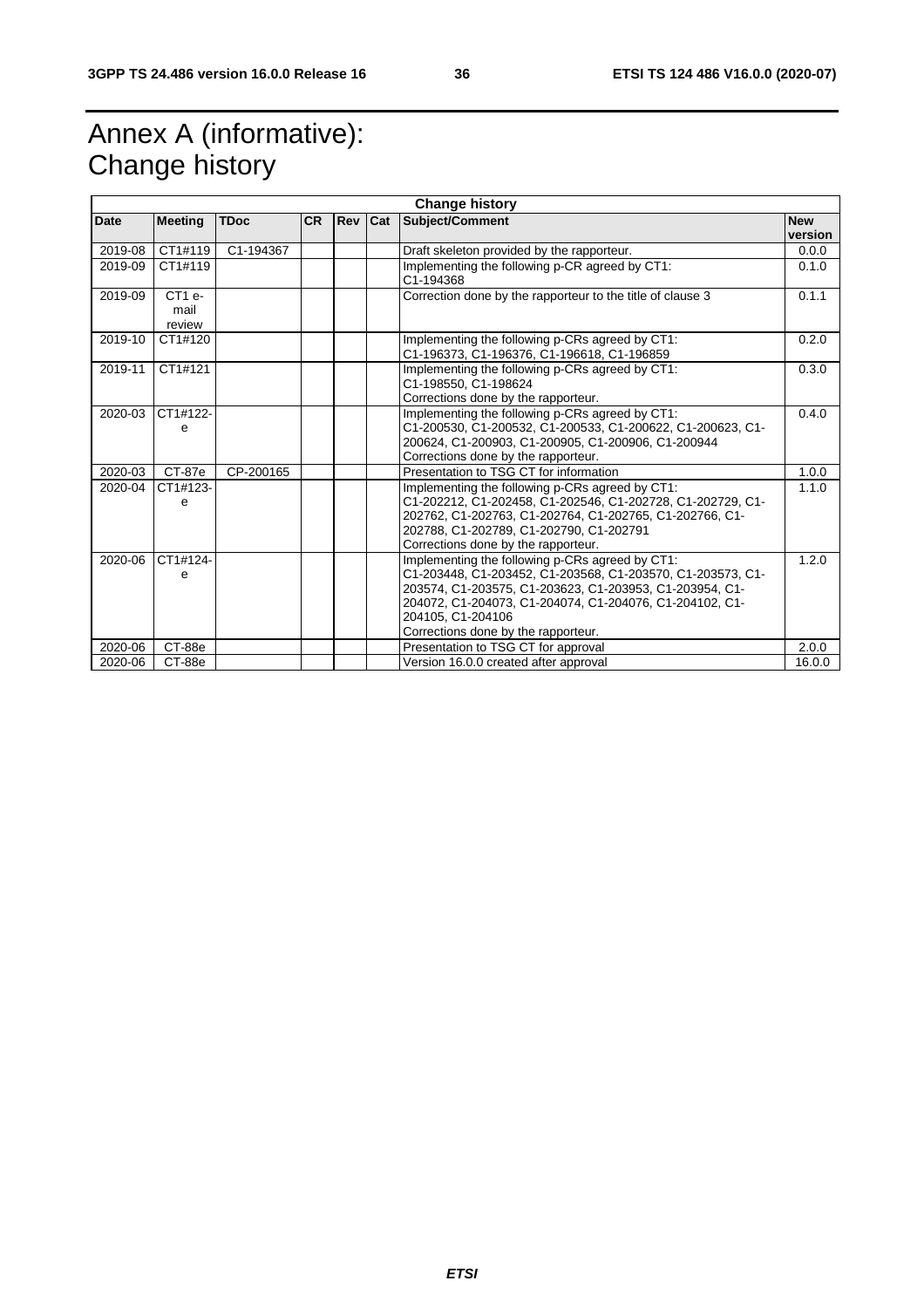# Annex A (informative): Change history

| Change history | | | | | | | |
|---|---|---|---|---|---|---|---|
| **Date** | **Meeting** | **TDoc** | **CR** | **Rev** | **Cat** | **Subject/Comment** | **New version** |
| 2019-08 | CT1#119 | C1-194367 | | | | Draft skeleton provided by the rapporteur. | 0.0.0 |
| 2019-09 | CT1#119 | | | | | Implementing the following p-CR agreed by CT1: C1-194368 | 0.1.0 |
| 2019-09 | CT1 e-mail review | | | | | Correction done by the rapporteur to the title of clause 3 | 0.1.1 |
| 2019-10 | CT1#120 | | | | | Implementing the following p-CRs agreed by CT1: C1-196373, C1-196376, C1-196618, C1-196859 | 0.2.0 |
| 2019-11 | CT1#121 | | | | | Implementing the following p-CRs agreed by CT1: C1-198550, C1-198624 Corrections done by the rapporteur. | 0.3.0 |
| 2020-03 | CT1#122-e | | | | | Implementing the following p-CRs agreed by CT1: C1-200530, C1-200532, C1-200533, C1-200622, C1-200623, C1-200624, C1-200903, C1-200905, C1-200906, C1-200944 Corrections done by the rapporteur. | 0.4.0 |
| 2020-03 | CT-87e | CP-200165 | | | | Presentation to TSG CT for information | 1.0.0 |
| 2020-04 | CT1#123-e | | | | | Implementing the following p-CRs agreed by CT1: C1-202212, C1-202458, C1-202546, C1-202728, C1-202729, C1-202762, C1-202763, C1-202764, C1-202765, C1-202766, C1-202788, C1-202789, C1-202790, C1-202791 Corrections done by the rapporteur. | 1.1.0 |
| 2020-06 | CT1#124-e | | | | | Implementing the following p-CRs agreed by CT1: C1-203448, C1-203452, C1-203568, C1-203570, C1-203573, C1-203574, C1-203575, C1-203623, C1-203953, C1-203954, C1-204072, C1-204073, C1-204074, C1-204076, C1-204102, C1-204105, C1-204106 Corrections done by the rapporteur. | 1.2.0 |
| 2020-06 | CT-88e | | | | | Presentation to TSG CT for approval | 2.0.0 |
| 2020-06 | CT-88e | | | | | Version 16.0.0 created after approval | 16.0.0 |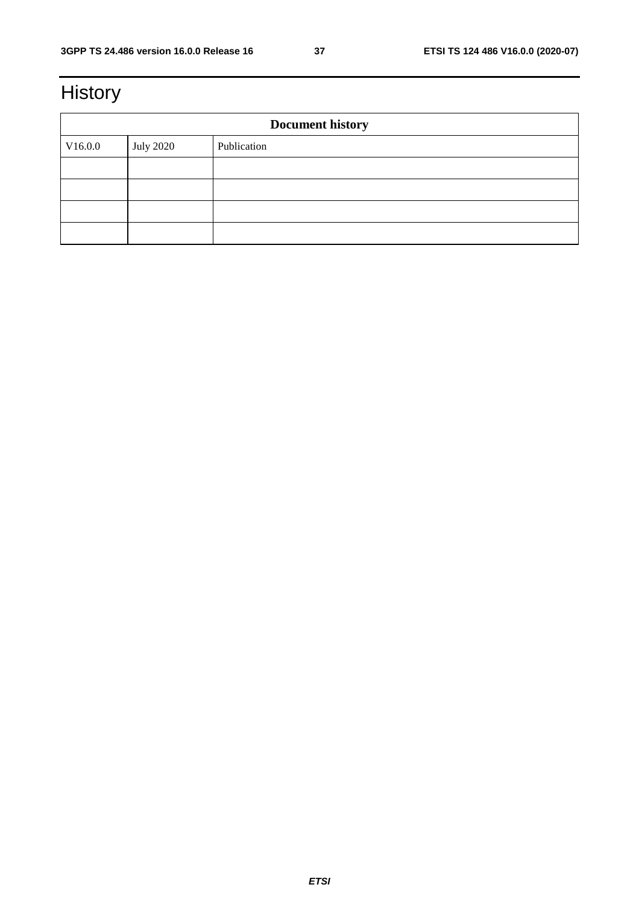# History

| Document history | | |
|---|---|---|
| V16.0.0 | July 2020 | Publication |
| | | |
| | | |
| | | |
| | | |